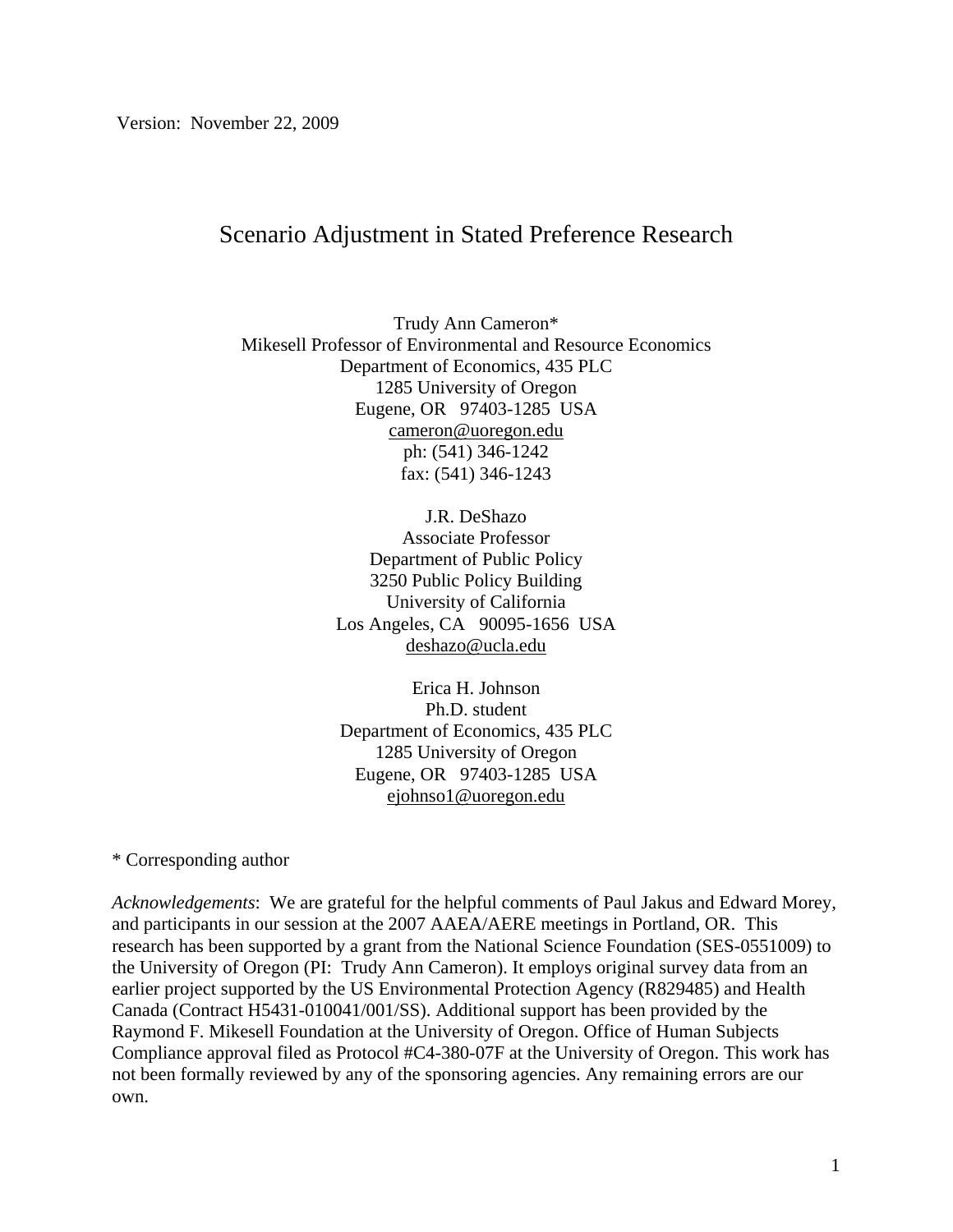Version: November 22, 2009

# Scenario Adjustment in Stated Preference Research

Trudy Ann Cameron*  
Mikesell Professor of Environmental and Resource Economics  
Department of Economics, 435 PLC  
1285 University of Oregon  
Eugene, OR 97403-1285 USA  
cameron@uoregon.edu  
ph: (541) 346-1242  
fax: (541) 346-1243

J.R. DeShazo  
Associate Professor  
Department of Public Policy  
3250 Public Policy Building  
University of California  
Los Angeles, CA 90095-1656 USA  
deshazo@ucla.edu

Erica H. Johnson  
Ph.D. student  
Department of Economics, 435 PLC  
1285 University of Oregon  
Eugene, OR 97403-1285 USA  
ejohnso1@uoregon.edu

\* Corresponding author

*Acknowledgements*: We are grateful for the helpful comments of Paul Jakus and Edward Morey, and participants in our session at the 2007 AAEA/AERE meetings in Portland, OR. This research has been supported by a grant from the National Science Foundation (SES-0551009) to the University of Oregon (PI: Trudy Ann Cameron). It employs original survey data from an earlier project supported by the US Environmental Protection Agency (R829485) and Health Canada (Contract H5431-010041/001/SS). Additional support has been provided by the Raymond F. Mikesell Foundation at the University of Oregon. Office of Human Subjects Compliance approval filed as Protocol #C4-380-07F at the University of Oregon. This work has not been formally reviewed by any of the sponsoring agencies. Any remaining errors are our own.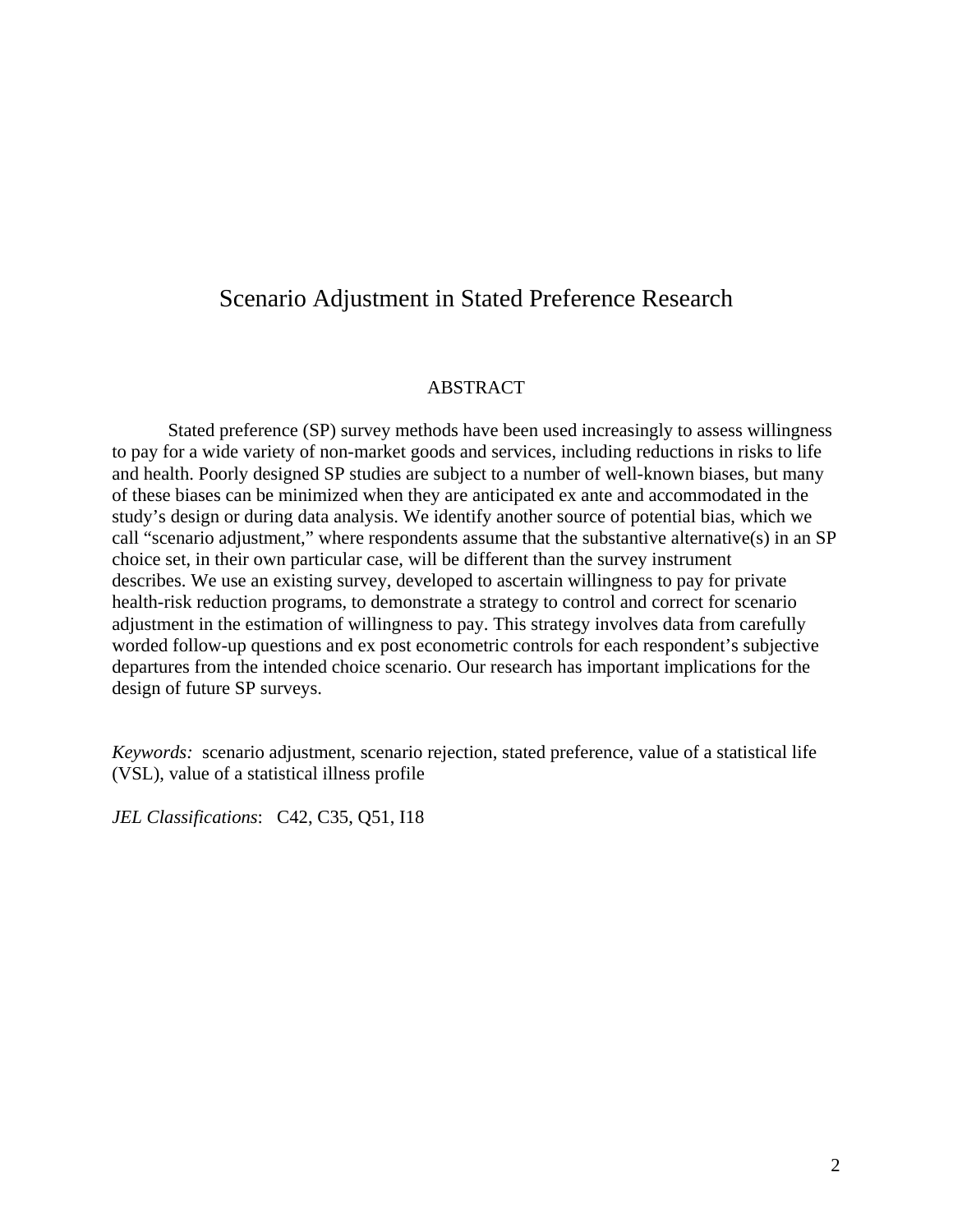# Scenario Adjustment in Stated Preference Research

## ABSTRACT

Stated preference (SP) survey methods have been used increasingly to assess willingness to pay for a wide variety of non-market goods and services, including reductions in risks to life and health. Poorly designed SP studies are subject to a number of well-known biases, but many of these biases can be minimized when they are anticipated ex ante and accommodated in the study's design or during data analysis. We identify another source of potential bias, which we call "scenario adjustment," where respondents assume that the substantive alternative(s) in an SP choice set, in their own particular case, will be different than the survey instrument describes. We use an existing survey, developed to ascertain willingness to pay for private health-risk reduction programs, to demonstrate a strategy to control and correct for scenario adjustment in the estimation of willingness to pay. This strategy involves data from carefully worded follow-up questions and ex post econometric controls for each respondent's subjective departures from the intended choice scenario. Our research has important implications for the design of future SP surveys.

*Keywords:* scenario adjustment, scenario rejection, stated preference, value of a statistical life (VSL), value of a statistical illness profile

*JEL Classifications*: C42, C35, Q51, I18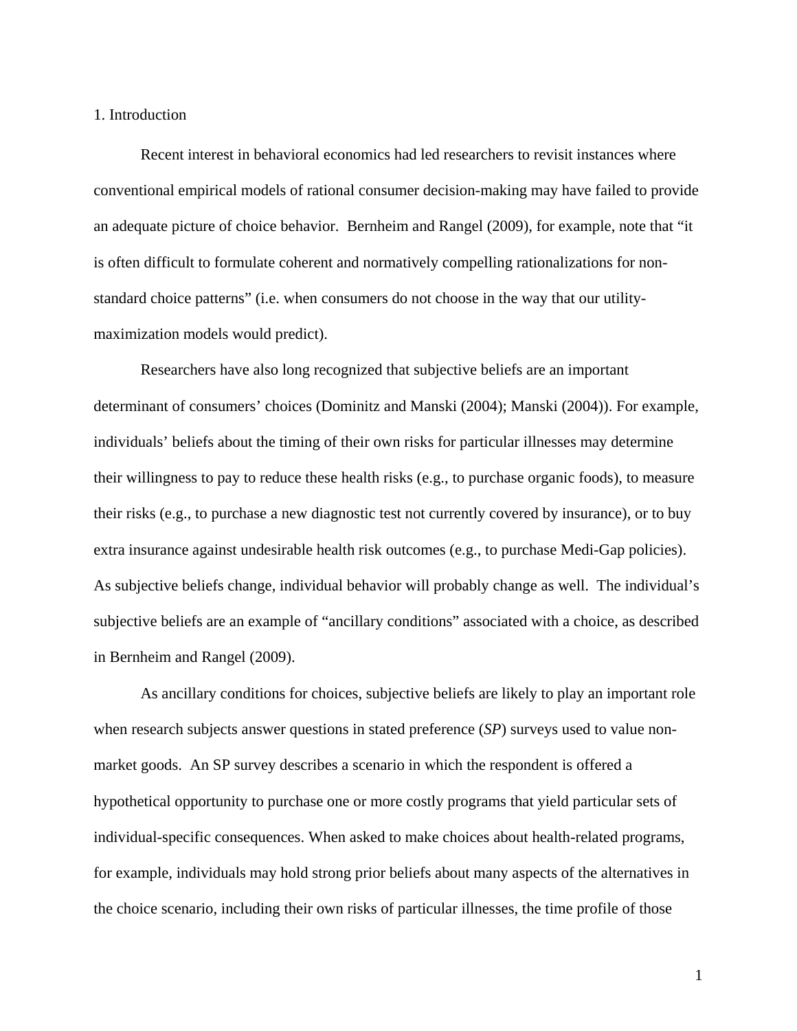# 1. Introduction

Recent interest in behavioral economics had led researchers to revisit instances where conventional empirical models of rational consumer decision-making may have failed to provide an adequate picture of choice behavior. Bernheim and Rangel (2009), for example, note that "it is often difficult to formulate coherent and normatively compelling rationalizations for non-standard choice patterns" (i.e. when consumers do not choose in the way that our utility-maximization models would predict).

Researchers have also long recognized that subjective beliefs are an important determinant of consumers' choices (Dominitz and Manski (2004); Manski (2004)). For example, individuals' beliefs about the timing of their own risks for particular illnesses may determine their willingness to pay to reduce these health risks (e.g., to purchase organic foods), to measure their risks (e.g., to purchase a new diagnostic test not currently covered by insurance), or to buy extra insurance against undesirable health risk outcomes (e.g., to purchase Medi-Gap policies). As subjective beliefs change, individual behavior will probably change as well. The individual's subjective beliefs are an example of "ancillary conditions" associated with a choice, as described in Bernheim and Rangel (2009).

As ancillary conditions for choices, subjective beliefs are likely to play an important role when research subjects answer questions in stated preference (*SP*) surveys used to value non-market goods. An SP survey describes a scenario in which the respondent is offered a hypothetical opportunity to purchase one or more costly programs that yield particular sets of individual-specific consequences. When asked to make choices about health-related programs, for example, individuals may hold strong prior beliefs about many aspects of the alternatives in the choice scenario, including their own risks of particular illnesses, the time profile of those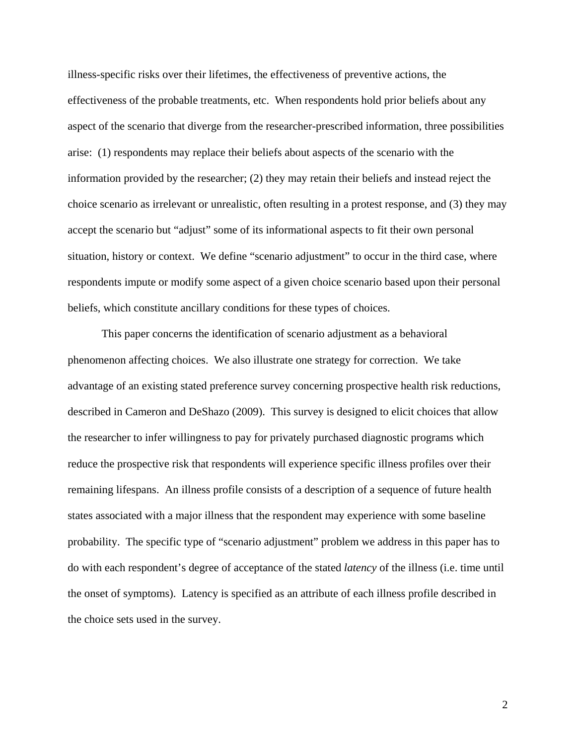illness-specific risks over their lifetimes, the effectiveness of preventive actions, the effectiveness of the probable treatments, etc. When respondents hold prior beliefs about any aspect of the scenario that diverge from the researcher-prescribed information, three possibilities arise: (1) respondents may replace their beliefs about aspects of the scenario with the information provided by the researcher; (2) they may retain their beliefs and instead reject the choice scenario as irrelevant or unrealistic, often resulting in a protest response, and (3) they may accept the scenario but "adjust" some of its informational aspects to fit their own personal situation, history or context. We define "scenario adjustment" to occur in the third case, where respondents impute or modify some aspect of a given choice scenario based upon their personal beliefs, which constitute ancillary conditions for these types of choices.

This paper concerns the identification of scenario adjustment as a behavioral phenomenon affecting choices. We also illustrate one strategy for correction. We take advantage of an existing stated preference survey concerning prospective health risk reductions, described in Cameron and DeShazo (2009). This survey is designed to elicit choices that allow the researcher to infer willingness to pay for privately purchased diagnostic programs which reduce the prospective risk that respondents will experience specific illness profiles over their remaining lifespans. An illness profile consists of a description of a sequence of future health states associated with a major illness that the respondent may experience with some baseline probability. The specific type of "scenario adjustment" problem we address in this paper has to do with each respondent's degree of acceptance of the stated *latency* of the illness (i.e. time until the onset of symptoms). Latency is specified as an attribute of each illness profile described in the choice sets used in the survey.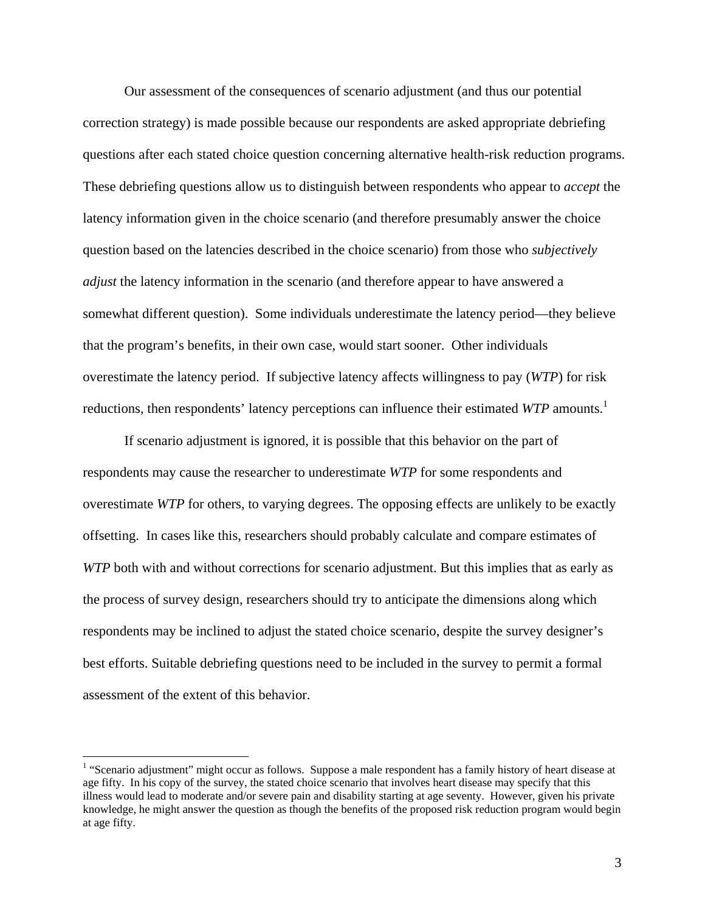Our assessment of the consequences of scenario adjustment (and thus our potential correction strategy) is made possible because our respondents are asked appropriate debriefing questions after each stated choice question concerning alternative health-risk reduction programs. These debriefing questions allow us to distinguish between respondents who appear to *accept* the latency information given in the choice scenario (and therefore presumably answer the choice question based on the latencies described in the choice scenario) from those who *subjectively adjust* the latency information in the scenario (and therefore appear to have answered a somewhat different question). Some individuals underestimate the latency period—they believe that the program's benefits, in their own case, would start sooner. Other individuals overestimate the latency period. If subjective latency affects willingness to pay (*WTP*) for risk reductions, then respondents' latency perceptions can influence their estimated *WTP* amounts.[1]

If scenario adjustment is ignored, it is possible that this behavior on the part of respondents may cause the researcher to underestimate *WTP* for some respondents and overestimate *WTP* for others, to varying degrees. The opposing effects are unlikely to be exactly offsetting. In cases like this, researchers should probably calculate and compare estimates of *WTP* both with and without corrections for scenario adjustment. But this implies that as early as the process of survey design, researchers should try to anticipate the dimensions along which respondents may be inclined to adjust the stated choice scenario, despite the survey designer's best efforts. Suitable debriefing questions need to be included in the survey to permit a formal assessment of the extent of this behavior.

---

[1] "Scenario adjustment" might occur as follows. Suppose a male respondent has a family history of heart disease at age fifty. In his copy of the survey, the stated choice scenario that involves heart disease may specify that this illness would lead to moderate and/or severe pain and disability starting at age seventy. However, given his private knowledge, he might answer the question as though the benefits of the proposed risk reduction program would begin at age fifty.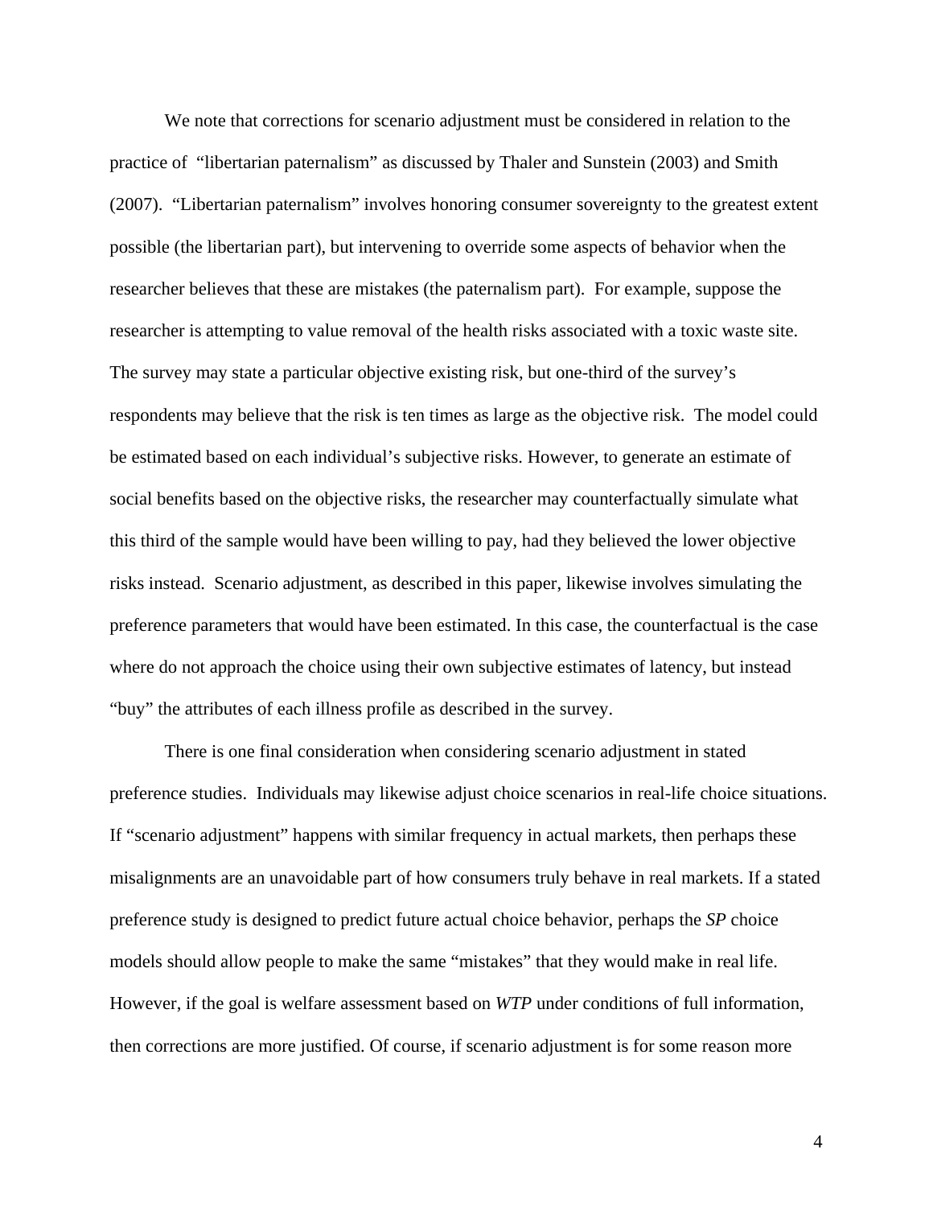We note that corrections for scenario adjustment must be considered in relation to the practice of "libertarian paternalism" as discussed by Thaler and Sunstein (2003) and Smith (2007). "Libertarian paternalism" involves honoring consumer sovereignty to the greatest extent possible (the libertarian part), but intervening to override some aspects of behavior when the researcher believes that these are mistakes (the paternalism part). For example, suppose the researcher is attempting to value removal of the health risks associated with a toxic waste site. The survey may state a particular objective existing risk, but one-third of the survey's respondents may believe that the risk is ten times as large as the objective risk. The model could be estimated based on each individual's subjective risks. However, to generate an estimate of social benefits based on the objective risks, the researcher may counterfactually simulate what this third of the sample would have been willing to pay, had they believed the lower objective risks instead. Scenario adjustment, as described in this paper, likewise involves simulating the preference parameters that would have been estimated. In this case, the counterfactual is the case where do not approach the choice using their own subjective estimates of latency, but instead "buy" the attributes of each illness profile as described in the survey.

There is one final consideration when considering scenario adjustment in stated preference studies. Individuals may likewise adjust choice scenarios in real-life choice situations. If "scenario adjustment" happens with similar frequency in actual markets, then perhaps these misalignments are an unavoidable part of how consumers truly behave in real markets. If a stated preference study is designed to predict future actual choice behavior, perhaps the *SP* choice models should allow people to make the same "mistakes" that they would make in real life. However, if the goal is welfare assessment based on *WTP* under conditions of full information, then corrections are more justified. Of course, if scenario adjustment is for some reason more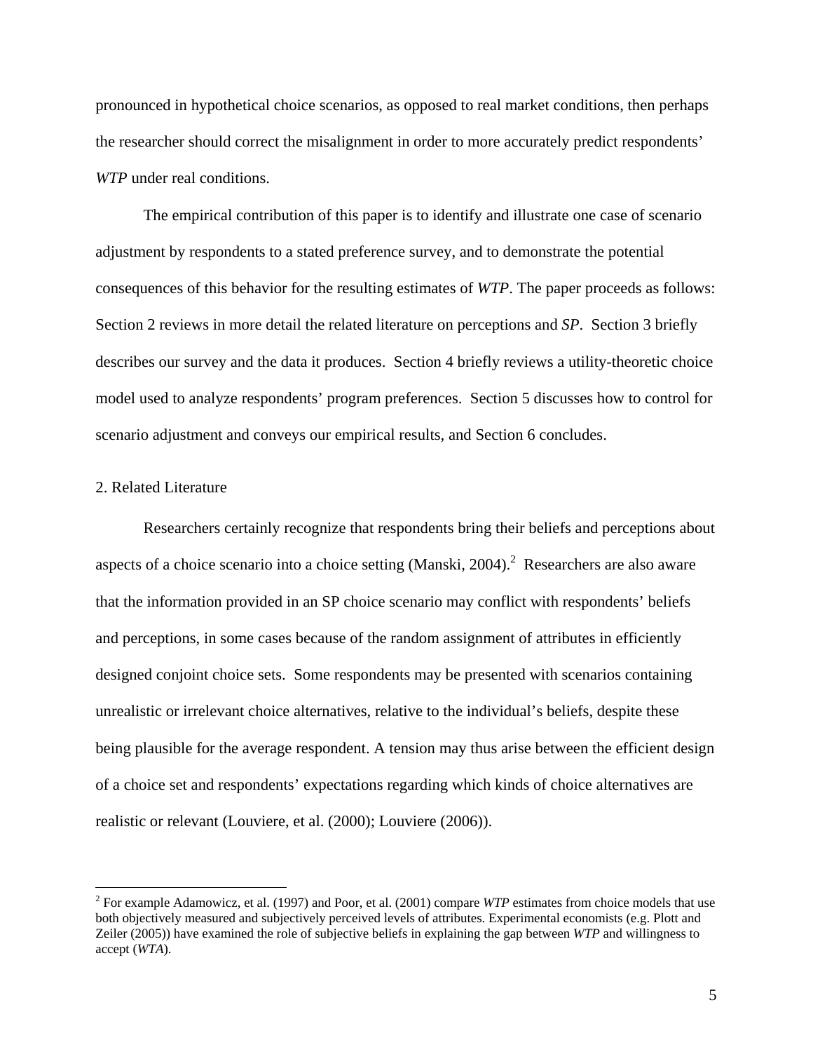pronounced in hypothetical choice scenarios, as opposed to real market conditions, then perhaps the researcher should correct the misalignment in order to more accurately predict respondents' *WTP* under real conditions.

The empirical contribution of this paper is to identify and illustrate one case of scenario adjustment by respondents to a stated preference survey, and to demonstrate the potential consequences of this behavior for the resulting estimates of *WTP*. The paper proceeds as follows: Section 2 reviews in more detail the related literature on perceptions and *SP*. Section 3 briefly describes our survey and the data it produces. Section 4 briefly reviews a utility-theoretic choice model used to analyze respondents' program preferences. Section 5 discusses how to control for scenario adjustment and conveys our empirical results, and Section 6 concludes.

## 2. Related Literature

Researchers certainly recognize that respondents bring their beliefs and perceptions about aspects of a choice scenario into a choice setting (Manski, 2004).[2] Researchers are also aware that the information provided in an SP choice scenario may conflict with respondents' beliefs and perceptions, in some cases because of the random assignment of attributes in efficiently designed conjoint choice sets. Some respondents may be presented with scenarios containing unrealistic or irrelevant choice alternatives, relative to the individual's beliefs, despite these being plausible for the average respondent. A tension may thus arise between the efficient design of a choice set and respondents' expectations regarding which kinds of choice alternatives are realistic or relevant (Louviere, et al. (2000); Louviere (2006)).

[2] For example Adamowicz, et al. (1997) and Poor, et al. (2001) compare *WTP* estimates from choice models that use both objectively measured and subjectively perceived levels of attributes. Experimental economists (e.g. Plott and Zeiler (2005)) have examined the role of subjective beliefs in explaining the gap between *WTP* and willingness to accept (*WTA*).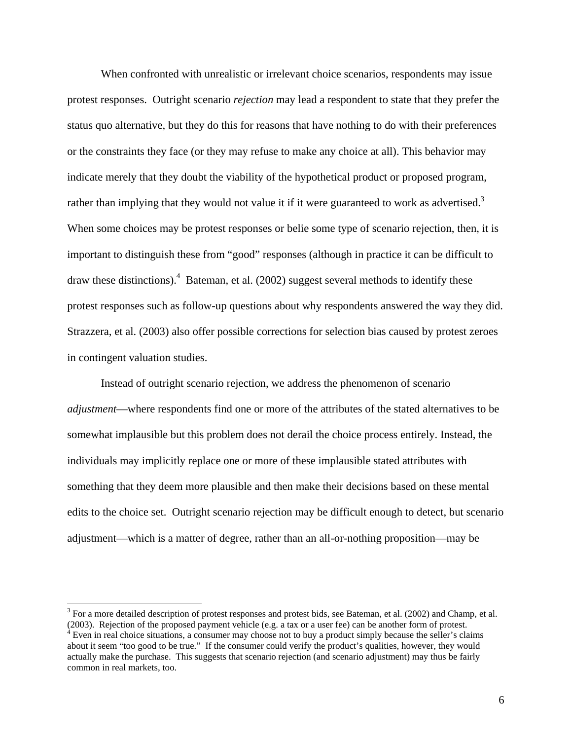When confronted with unrealistic or irrelevant choice scenarios, respondents may issue protest responses. Outright scenario *rejection* may lead a respondent to state that they prefer the status quo alternative, but they do this for reasons that have nothing to do with their preferences or the constraints they face (or they may refuse to make any choice at all). This behavior may indicate merely that they doubt the viability of the hypothetical product or proposed program, rather than implying that they would not value it if it were guaranteed to work as advertised.[3] When some choices may be protest responses or belie some type of scenario rejection, then, it is important to distinguish these from "good" responses (although in practice it can be difficult to draw these distinctions).[4] Bateman, et al. (2002) suggest several methods to identify these protest responses such as follow-up questions about why respondents answered the way they did. Strazzera, et al. (2003) also offer possible corrections for selection bias caused by protest zeroes in contingent valuation studies.

Instead of outright scenario rejection, we address the phenomenon of scenario *adjustment*—where respondents find one or more of the attributes of the stated alternatives to be somewhat implausible but this problem does not derail the choice process entirely. Instead, the individuals may implicitly replace one or more of these implausible stated attributes with something that they deem more plausible and then make their decisions based on these mental edits to the choice set. Outright scenario rejection may be difficult enough to detect, but scenario adjustment—which is a matter of degree, rather than an all-or-nothing proposition—may be

[3] For a more detailed description of protest responses and protest bids, see Bateman, et al. (2002) and Champ, et al. (2003). Rejection of the proposed payment vehicle (e.g. a tax or a user fee) can be another form of protest.

[4] Even in real choice situations, a consumer may choose not to buy a product simply because the seller's claims about it seem "too good to be true." If the consumer could verify the product's qualities, however, they would actually make the purchase. This suggests that scenario rejection (and scenario adjustment) may thus be fairly common in real markets, too.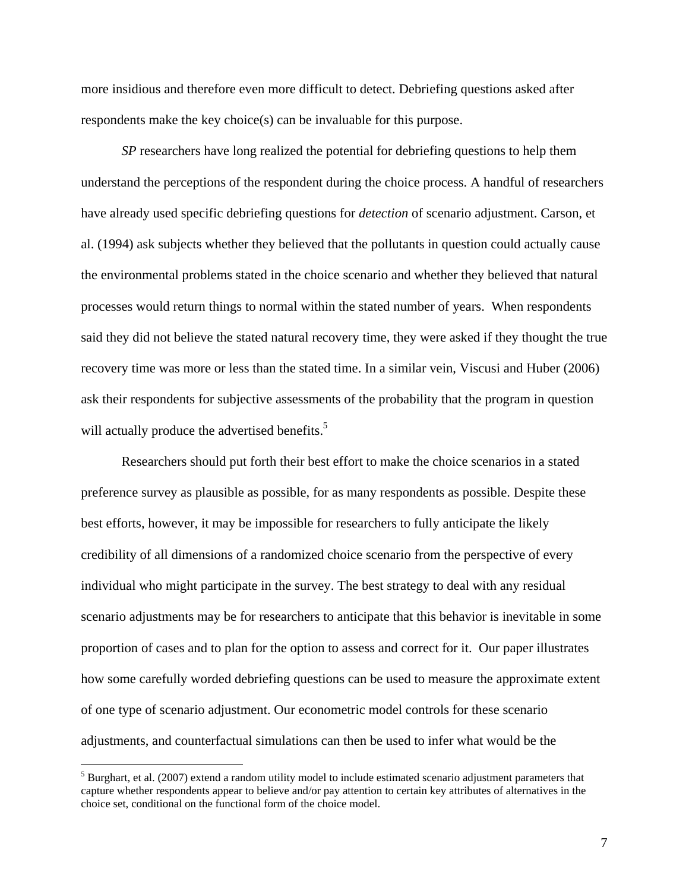more insidious and therefore even more difficult to detect. Debriefing questions asked after respondents make the key choice(s) can be invaluable for this purpose.

*SP* researchers have long realized the potential for debriefing questions to help them understand the perceptions of the respondent during the choice process. A handful of researchers have already used specific debriefing questions for *detection* of scenario adjustment. Carson, et al. (1994) ask subjects whether they believed that the pollutants in question could actually cause the environmental problems stated in the choice scenario and whether they believed that natural processes would return things to normal within the stated number of years. When respondents said they did not believe the stated natural recovery time, they were asked if they thought the true recovery time was more or less than the stated time. In a similar vein, Viscusi and Huber (2006) ask their respondents for subjective assessments of the probability that the program in question will actually produce the advertised benefits.[5]

Researchers should put forth their best effort to make the choice scenarios in a stated preference survey as plausible as possible, for as many respondents as possible. Despite these best efforts, however, it may be impossible for researchers to fully anticipate the likely credibility of all dimensions of a randomized choice scenario from the perspective of every individual who might participate in the survey. The best strategy to deal with any residual scenario adjustments may be for researchers to anticipate that this behavior is inevitable in some proportion of cases and to plan for the option to assess and correct for it. Our paper illustrates how some carefully worded debriefing questions can be used to measure the approximate extent of one type of scenario adjustment. Our econometric model controls for these scenario adjustments, and counterfactual simulations can then be used to infer what would be the

[5] Burghart, et al. (2007) extend a random utility model to include estimated scenario adjustment parameters that capture whether respondents appear to believe and/or pay attention to certain key attributes of alternatives in the choice set, conditional on the functional form of the choice model.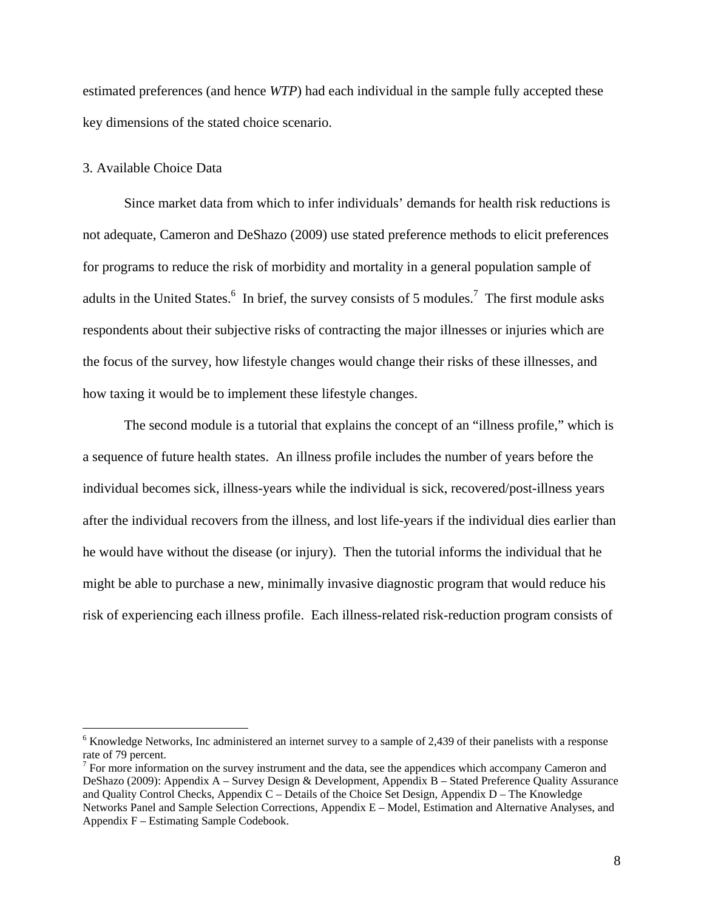estimated preferences (and hence *WTP*) had each individual in the sample fully accepted these key dimensions of the stated choice scenario.

## 3. Available Choice Data

Since market data from which to infer individuals' demands for health risk reductions is not adequate, Cameron and DeShazo (2009) use stated preference methods to elicit preferences for programs to reduce the risk of morbidity and mortality in a general population sample of adults in the United States.[6] In brief, the survey consists of 5 modules.[7] The first module asks respondents about their subjective risks of contracting the major illnesses or injuries which are the focus of the survey, how lifestyle changes would change their risks of these illnesses, and how taxing it would be to implement these lifestyle changes.

The second module is a tutorial that explains the concept of an "illness profile," which is a sequence of future health states. An illness profile includes the number of years before the individual becomes sick, illness-years while the individual is sick, recovered/post-illness years after the individual recovers from the illness, and lost life-years if the individual dies earlier than he would have without the disease (or injury). Then the tutorial informs the individual that he might be able to purchase a new, minimally invasive diagnostic program that would reduce his risk of experiencing each illness profile. Each illness-related risk-reduction program consists of

---

[6] Knowledge Networks, Inc administered an internet survey to a sample of 2,439 of their panelists with a response rate of 79 percent.

[7] For more information on the survey instrument and the data, see the appendices which accompany Cameron and DeShazo (2009): Appendix A – Survey Design & Development, Appendix B – Stated Preference Quality Assurance and Quality Control Checks, Appendix C – Details of the Choice Set Design, Appendix D – The Knowledge Networks Panel and Sample Selection Corrections, Appendix E – Model, Estimation and Alternative Analyses, and Appendix F – Estimating Sample Codebook.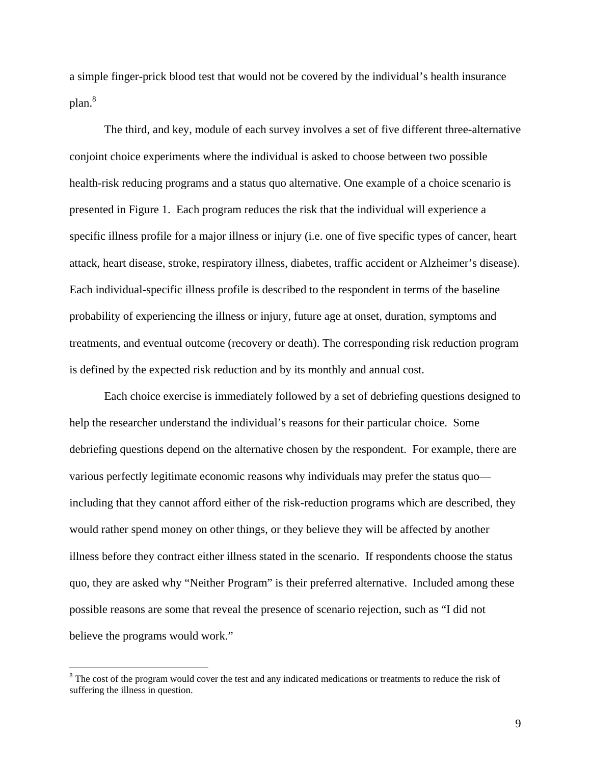a simple finger-prick blood test that would not be covered by the individual's health insurance plan.[8]

The third, and key, module of each survey involves a set of five different three-alternative conjoint choice experiments where the individual is asked to choose between two possible health-risk reducing programs and a status quo alternative. One example of a choice scenario is presented in Figure 1. Each program reduces the risk that the individual will experience a specific illness profile for a major illness or injury (i.e. one of five specific types of cancer, heart attack, heart disease, stroke, respiratory illness, diabetes, traffic accident or Alzheimer's disease). Each individual-specific illness profile is described to the respondent in terms of the baseline probability of experiencing the illness or injury, future age at onset, duration, symptoms and treatments, and eventual outcome (recovery or death). The corresponding risk reduction program is defined by the expected risk reduction and by its monthly and annual cost.

Each choice exercise is immediately followed by a set of debriefing questions designed to help the researcher understand the individual's reasons for their particular choice. Some debriefing questions depend on the alternative chosen by the respondent. For example, there are various perfectly legitimate economic reasons why individuals may prefer the status quo—including that they cannot afford either of the risk-reduction programs which are described, they would rather spend money on other things, or they believe they will be affected by another illness before they contract either illness stated in the scenario. If respondents choose the status quo, they are asked why "Neither Program" is their preferred alternative. Included among these possible reasons are some that reveal the presence of scenario rejection, such as "I did not believe the programs would work."

[8] The cost of the program would cover the test and any indicated medications or treatments to reduce the risk of suffering the illness in question.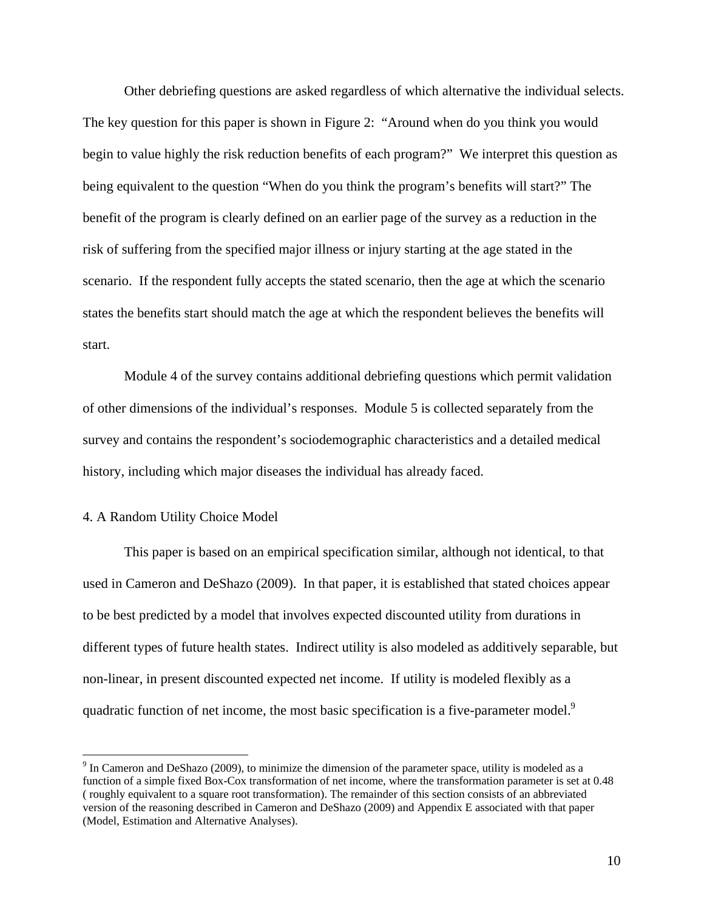Other debriefing questions are asked regardless of which alternative the individual selects. The key question for this paper is shown in Figure 2: "Around when do you think you would begin to value highly the risk reduction benefits of each program?" We interpret this question as being equivalent to the question "When do you think the program's benefits will start?" The benefit of the program is clearly defined on an earlier page of the survey as a reduction in the risk of suffering from the specified major illness or injury starting at the age stated in the scenario. If the respondent fully accepts the stated scenario, then the age at which the scenario states the benefits start should match the age at which the respondent believes the benefits will start.

Module 4 of the survey contains additional debriefing questions which permit validation of other dimensions of the individual's responses. Module 5 is collected separately from the survey and contains the respondent's sociodemographic characteristics and a detailed medical history, including which major diseases the individual has already faced.

## 4. A Random Utility Choice Model

This paper is based on an empirical specification similar, although not identical, to that used in Cameron and DeShazo (2009). In that paper, it is established that stated choices appear to be best predicted by a model that involves expected discounted utility from durations in different types of future health states. Indirect utility is also modeled as additively separable, but non-linear, in present discounted expected net income. If utility is modeled flexibly as a quadratic function of net income, the most basic specification is a five-parameter model.[9]

[9] In Cameron and DeShazo (2009), to minimize the dimension of the parameter space, utility is modeled as a function of a simple fixed Box-Cox transformation of net income, where the transformation parameter is set at 0.48 ( roughly equivalent to a square root transformation). The remainder of this section consists of an abbreviated version of the reasoning described in Cameron and DeShazo (2009) and Appendix E associated with that paper (Model, Estimation and Alternative Analyses).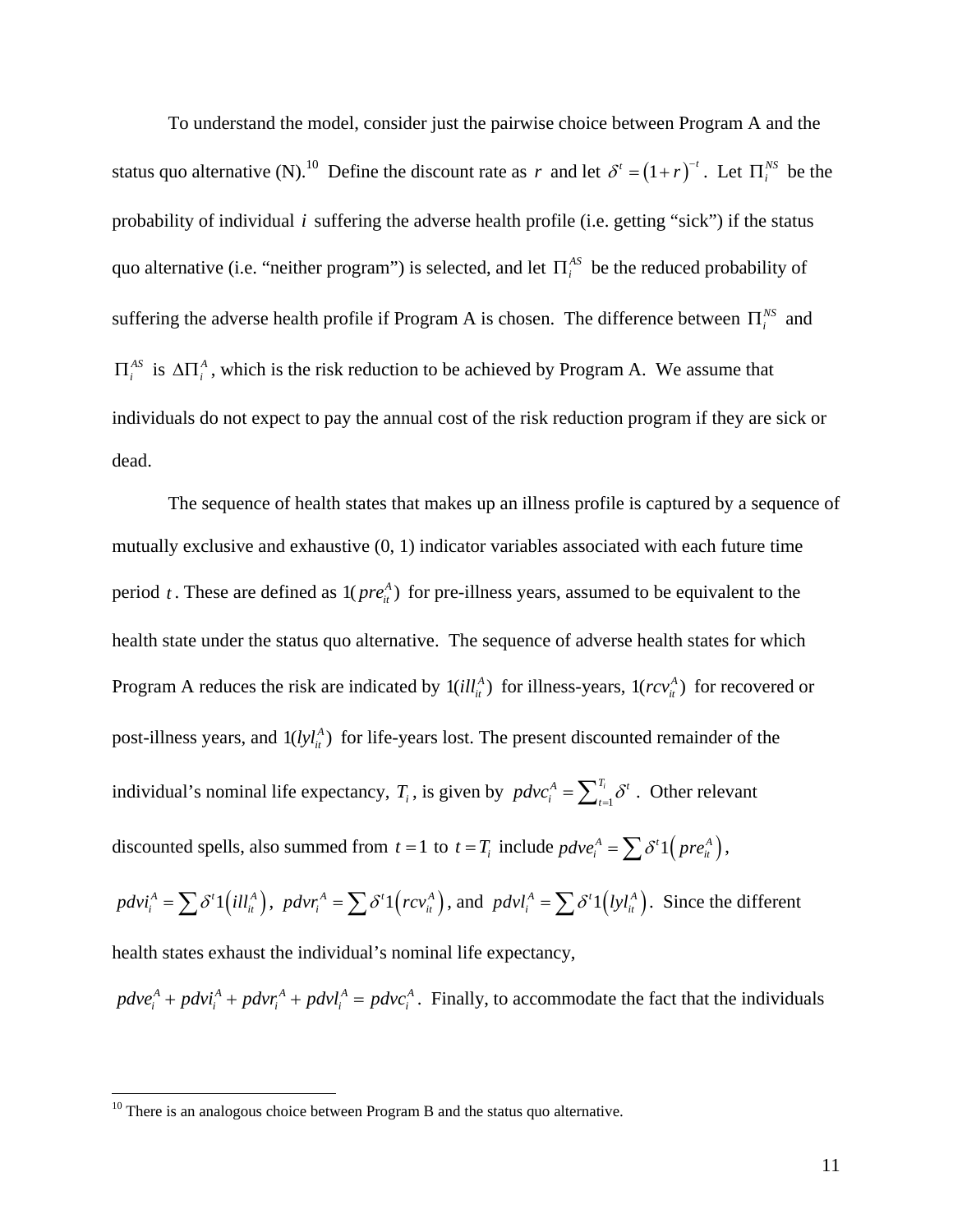To understand the model, consider just the pairwise choice between Program A and the status quo alternative (N).[10] Define the discount rate as $r$ and let $\delta^t = (1+r)^{-t}$. Let $\Pi_i^{NS}$ be the probability of individual $i$ suffering the adverse health profile (i.e. getting "sick") if the status quo alternative (i.e. "neither program") is selected, and let $\Pi_i^{AS}$ be the reduced probability of suffering the adverse health profile if Program A is chosen. The difference between $\Pi_i^{NS}$ and $\Pi_i^{AS}$ is $\Delta\Pi_i^{A}$, which is the risk reduction to be achieved by Program A. We assume that individuals do not expect to pay the annual cost of the risk reduction program if they are sick or dead.

The sequence of health states that makes up an illness profile is captured by a sequence of mutually exclusive and exhaustive (0, 1) indicator variables associated with each future time period $t$. These are defined as $1(pre_{it}^A)$ for pre-illness years, assumed to be equivalent to the health state under the status quo alternative. The sequence of adverse health states for which Program A reduces the risk are indicated by $1(ill_{it}^A)$ for illness-years, $1(rcv_{it}^A)$ for recovered or post-illness years, and $1(lyl_{it}^A)$ for life-years lost. The present discounted remainder of the individual's nominal life expectancy, $T_i$, is given by $pdvc_i^A = \sum_{t=1}^{T_i} \delta^t$. Other relevant discounted spells, also summed from $t=1$ to $t=T_i$ include $pdve_i^A = \sum \delta^t 1\left(pre_{it}^A\right)$, $pdvi_i^A = \sum \delta^t 1\left(ill_{it}^A\right)$, $pdvr_i^A = \sum \delta^t 1\left(rcv_{it}^A\right)$, and $pdvl_i^A = \sum \delta^t 1\left(lyl_{it}^A\right)$. Since the different health states exhaust the individual's nominal life expectancy, $pdve_i^A + pdvi_i^A + pdvr_i^A + pdvl_i^A = pdvc_i^A$. Finally, to accommodate the fact that the individuals

[10] There is an analogous choice between Program B and the status quo alternative.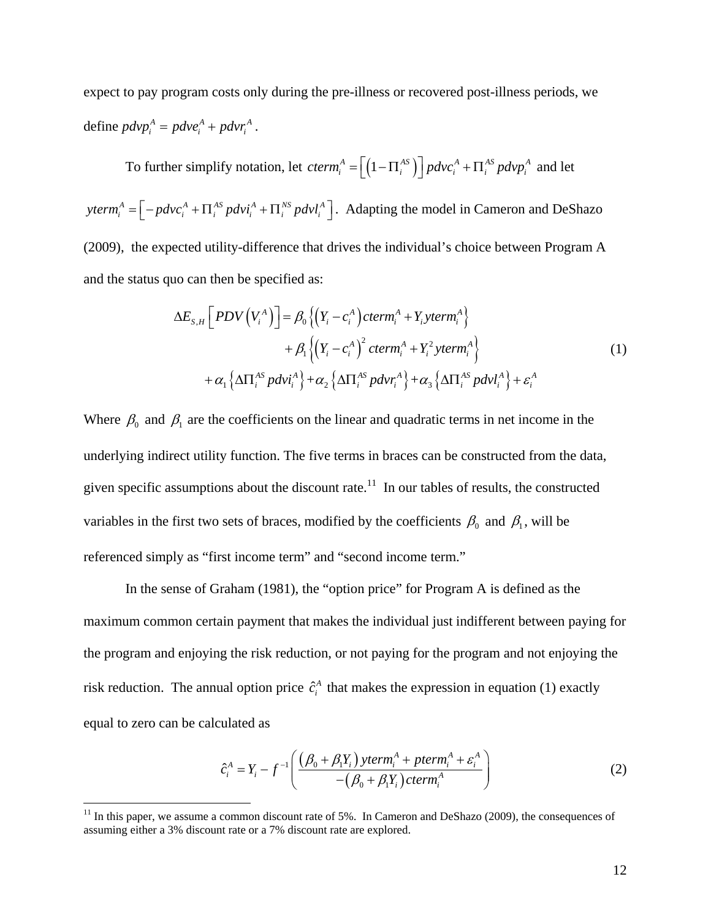expect to pay program costs only during the pre-illness or recovered post-illness periods, we define $pdvp_i^A = pdve_i^A + pdvr_i^A$.

To further simplify notation, let $cterm_i^A = \left[\left(1-\Pi_i^{AS}\right)\right] pdvc_i^A + \Pi_i^{AS} pdvp_i^A$ and let $yterm_i^A = \left[-pdvc_i^A + \Pi_i^{AS} pdvi_i^A + \Pi_i^{NS} pdvl_i^A\right]$. Adapting the model in Cameron and DeShazo (2009), the expected utility-difference that drives the individual's choice between Program A and the status quo can then be specified as:

$$
\begin{aligned}
\Delta E_{S,H}\left[PDV\left(V_i^A\right)\right] = \beta_0 &\left\{\left(Y_i - c_i^A\right) cterm_i^A + Y_i yterm_i^A\right\} \\
&+ \beta_1 \left\{\left(Y_i - c_i^A\right)^2 cterm_i^A + Y_i^2 yterm_i^A\right\} \\
+ \alpha_1 \left\{\Delta\Pi_i^{AS} pdvi_i^A\right\} &+ \alpha_2 \left\{\Delta\Pi_i^{AS} pdvr_i^A\right\} + \alpha_3 \left\{\Delta\Pi_i^{AS} pdvl_i^A\right\} + \varepsilon_i^A
\end{aligned} \tag{1}
$$

Where $\beta_0$ and $\beta_1$ are the coefficients on the linear and quadratic terms in net income in the underlying indirect utility function. The five terms in braces can be constructed from the data, given specific assumptions about the discount rate.[11] In our tables of results, the constructed variables in the first two sets of braces, modified by the coefficients $\beta_0$ and $\beta_1$, will be referenced simply as "first income term" and "second income term."

In the sense of Graham (1981), the "option price" for Program A is defined as the maximum common certain payment that makes the individual just indifferent between paying for the program and enjoying the risk reduction, or not paying for the program and not enjoying the risk reduction. The annual option price $\hat{c}_i^A$ that makes the expression in equation (1) exactly equal to zero can be calculated as

$$
\hat{c}_i^A = Y_i - f^{-1}\left(\frac{\left(\beta_0 + \beta_1 Y_i\right) yterm_i^A + pterm_i^A + \varepsilon_i^A}{-\left(\beta_0 + \beta_1 Y_i\right) cterm_i^A}\right) \tag{2}
$$

[11] In this paper, we assume a common discount rate of 5%. In Cameron and DeShazo (2009), the consequences of assuming either a 3% discount rate or a 7% discount rate are explored.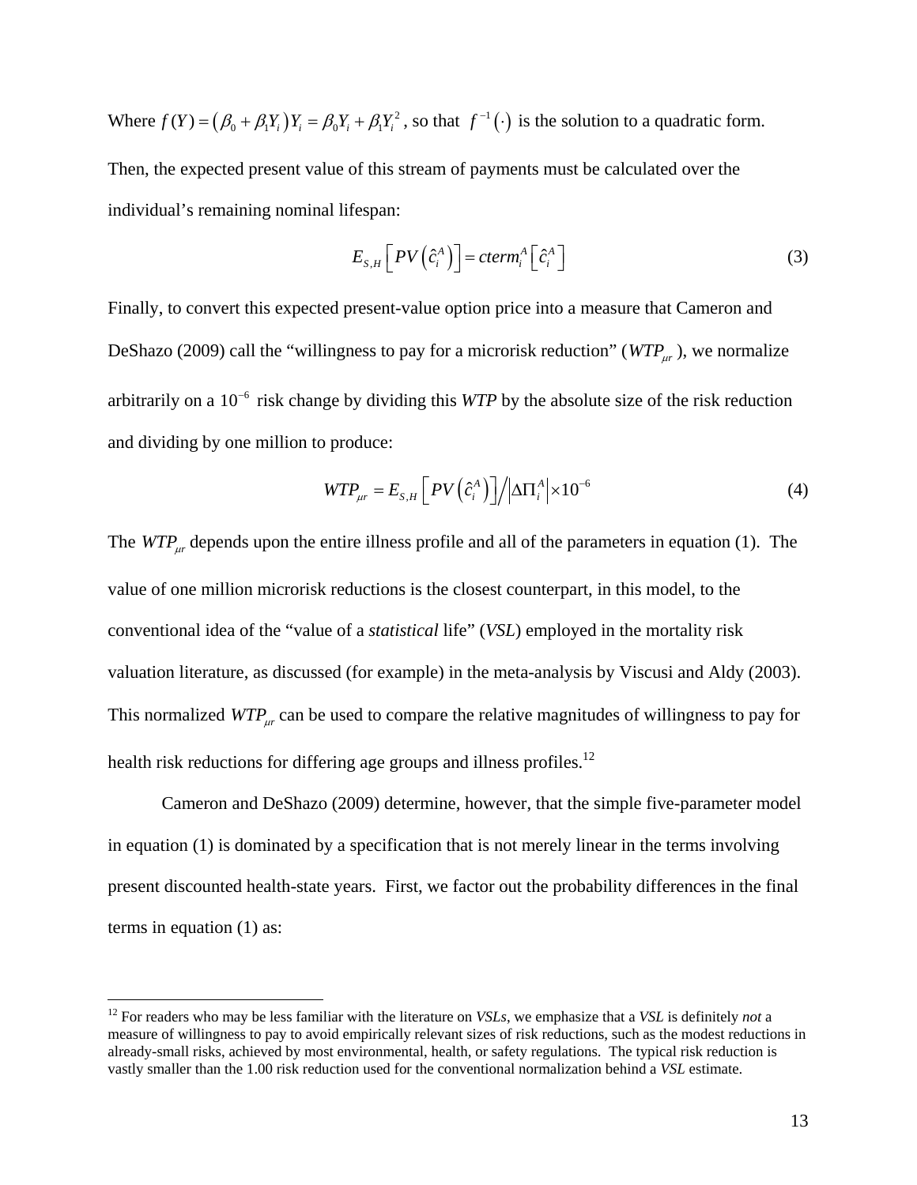Where $f(Y) = (\beta_0 + \beta_1 Y_i) Y_i = \beta_0 Y_i + \beta_1 Y_i^2$, so that $f^{-1}(\cdot)$ is the solution to a quadratic form.

Then, the expected present value of this stream of payments must be calculated over the individual's remaining nominal lifespan:

$$E_{S,H}\left[PV\left(\hat{c}_i^A\right)\right] = cterm_i^A\left[\hat{c}_i^A\right] \tag{3}$$

Finally, to convert this expected present-value option price into a measure that Cameron and DeShazo (2009) call the "willingness to pay for a microrisk reduction" ($WTP_{\mu r}$), we normalize arbitrarily on a $10^{-6}$ risk change by dividing this *WTP* by the absolute size of the risk reduction and dividing by one million to produce:

$$WTP_{\mu r} = E_{S,H}\left[PV\left(\hat{c}_i^A\right)\right] \Big/ \left|\Delta\Pi_i^A\right| \times 10^{-6} \tag{4}$$

The $WTP_{\mu r}$ depends upon the entire illness profile and all of the parameters in equation (1). The value of one million microrisk reductions is the closest counterpart, in this model, to the conventional idea of the "value of a *statistical* life" (*VSL*) employed in the mortality risk valuation literature, as discussed (for example) in the meta-analysis by Viscusi and Aldy (2003). This normalized $WTP_{\mu r}$ can be used to compare the relative magnitudes of willingness to pay for health risk reductions for differing age groups and illness profiles.[12]

Cameron and DeShazo (2009) determine, however, that the simple five-parameter model in equation (1) is dominated by a specification that is not merely linear in the terms involving present discounted health-state years. First, we factor out the probability differences in the final terms in equation (1) as:

[12] For readers who may be less familiar with the literature on *VSLs*, we emphasize that a *VSL* is definitely *not* a measure of willingness to pay to avoid empirically relevant sizes of risk reductions, such as the modest reductions in already-small risks, achieved by most environmental, health, or safety regulations. The typical risk reduction is vastly smaller than the 1.00 risk reduction used for the conventional normalization behind a *VSL* estimate.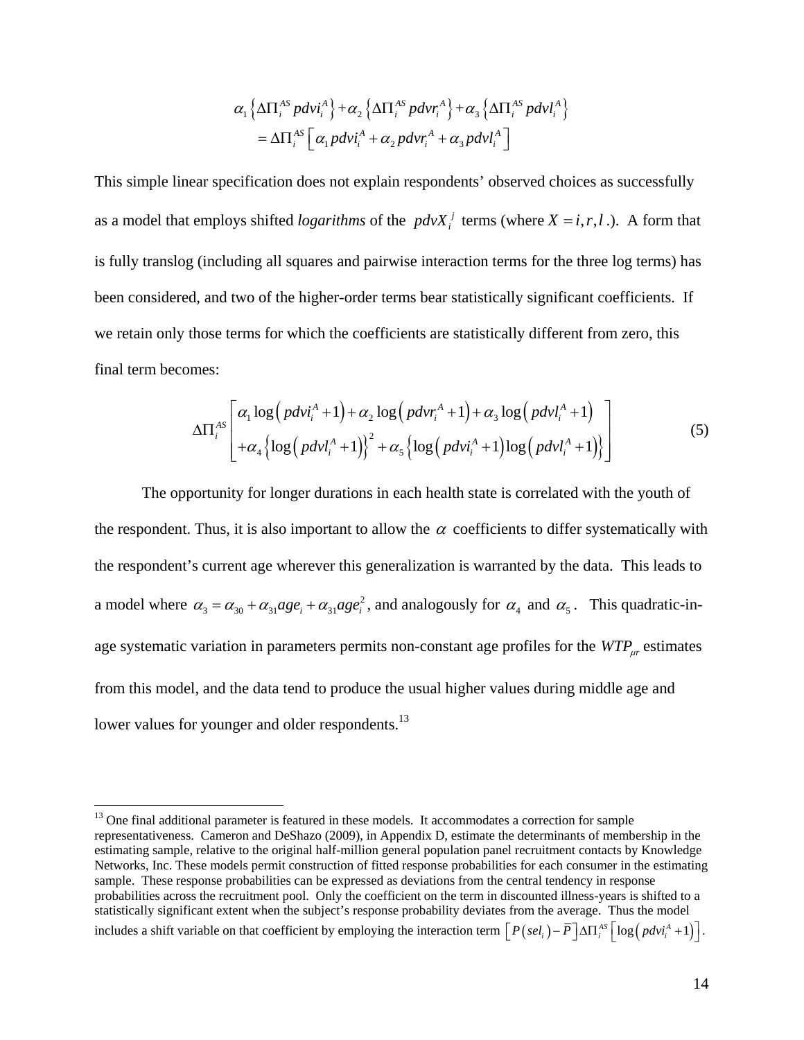$$
\begin{aligned}
&\alpha_1 \left\{ \Delta\Pi_i^{AS}\, pdvi_i^A \right\} + \alpha_2 \left\{ \Delta\Pi_i^{AS}\, pdvr_i^A \right\} + \alpha_3 \left\{ \Delta\Pi_i^{AS}\, pdvl_i^A \right\} \\
&\quad = \Delta\Pi_i^{AS} \left[ \alpha_1\, pdvi_i^A + \alpha_2\, pdvr_i^A + \alpha_3\, pdvl_i^A \right]
\end{aligned}
$$

This simple linear specification does not explain respondents' observed choices as successfully as a model that employs shifted *logarithms* of the $pdvX_i^j$ terms (where $X = i, r, l$ .). A form that is fully translog (including all squares and pairwise interaction terms for the three log terms) has been considered, and two of the higher-order terms bear statistically significant coefficients. If we retain only those terms for which the coefficients are statistically different from zero, this final term becomes:

$$
\Delta\Pi_i^{AS} \begin{bmatrix} \alpha_1 \log\left( pdvi_i^A + 1 \right) + \alpha_2 \log\left( pdvr_i^A + 1 \right) + \alpha_3 \log\left( pdvl_i^A + 1 \right) \\ + \alpha_4 \left\{ \log\left( pdvl_i^A + 1 \right) \right\}^2 + \alpha_5 \left\{ \log\left( pdvi_i^A + 1 \right) \log\left( pdvl_i^A + 1 \right) \right\} \end{bmatrix} \tag{5}
$$

The opportunity for longer durations in each health state is correlated with the youth of the respondent. Thus, it is also important to allow the $\alpha$ coefficients to differ systematically with the respondent's current age wherever this generalization is warranted by the data. This leads to a model where $\alpha_3 = \alpha_{30} + \alpha_{31} age_i + \alpha_{31} age_i^2$, and analogously for $\alpha_4$ and $\alpha_5$ . This quadratic-in-age systematic variation in parameters permits non-constant age profiles for the $WTP_{\mu r}$ estimates from this model, and the data tend to produce the usual higher values during middle age and lower values for younger and older respondents.[13]

---

[13] One final additional parameter is featured in these models. It accommodates a correction for sample representativeness. Cameron and DeShazo (2009), in Appendix D, estimate the determinants of membership in the estimating sample, relative to the original half-million general population panel recruitment contacts by Knowledge Networks, Inc. These models permit construction of fitted response probabilities for each consumer in the estimating sample. These response probabilities can be expressed as deviations from the central tendency in response probabilities across the recruitment pool. Only the coefficient on the term in discounted illness-years is shifted to a statistically significant extent when the subject's response probability deviates from the average. Thus the model includes a shift variable on that coefficient by employing the interaction term $\left[ P(sel_i) - \bar{P} \right] \Delta\Pi_i^{AS} \left[ \log\left( pdvi_i^A + 1 \right) \right]$.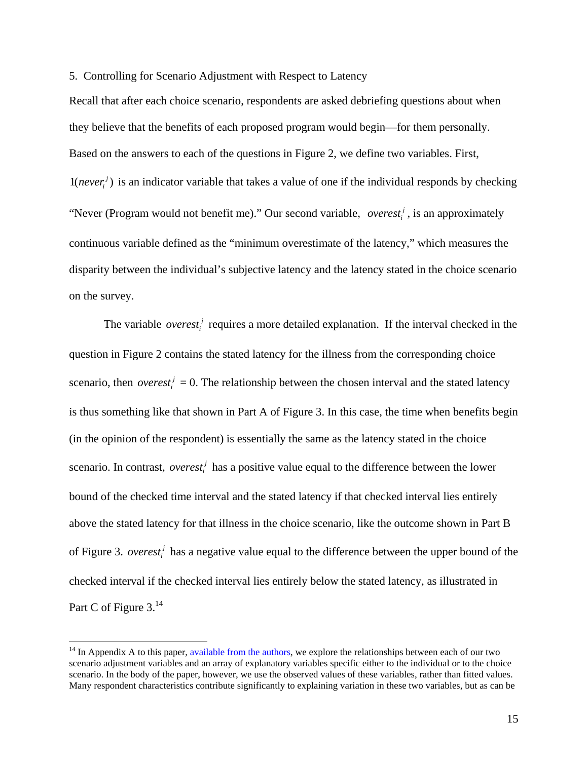5. Controlling for Scenario Adjustment with Respect to Latency

Recall that after each choice scenario, respondents are asked debriefing questions about when they believe that the benefits of each proposed program would begin—for them personally. Based on the answers to each of the questions in Figure 2, we define two variables. First, $1(never_i^j)$ is an indicator variable that takes a value of one if the individual responds by checking "Never (Program would not benefit me)." Our second variable, $overest_i^j$, is an approximately continuous variable defined as the "minimum overestimate of the latency," which measures the disparity between the individual's subjective latency and the latency stated in the choice scenario on the survey.

The variable $overest_i^j$ requires a more detailed explanation. If the interval checked in the question in Figure 2 contains the stated latency for the illness from the corresponding choice scenario, then $overest_i^j$ = 0. The relationship between the chosen interval and the stated latency is thus something like that shown in Part A of Figure 3. In this case, the time when benefits begin (in the opinion of the respondent) is essentially the same as the latency stated in the choice scenario. In contrast, $overest_i^j$ has a positive value equal to the difference between the lower bound of the checked time interval and the stated latency if that checked interval lies entirely above the stated latency for that illness in the choice scenario, like the outcome shown in Part B of Figure 3. $overest_i^j$ has a negative value equal to the difference between the upper bound of the checked interval if the checked interval lies entirely below the stated latency, as illustrated in Part C of Figure 3.[14]

[14] In Appendix A to this paper, available from the authors, we explore the relationships between each of our two scenario adjustment variables and an array of explanatory variables specific either to the individual or to the choice scenario. In the body of the paper, however, we use the observed values of these variables, rather than fitted values. Many respondent characteristics contribute significantly to explaining variation in these two variables, but as can be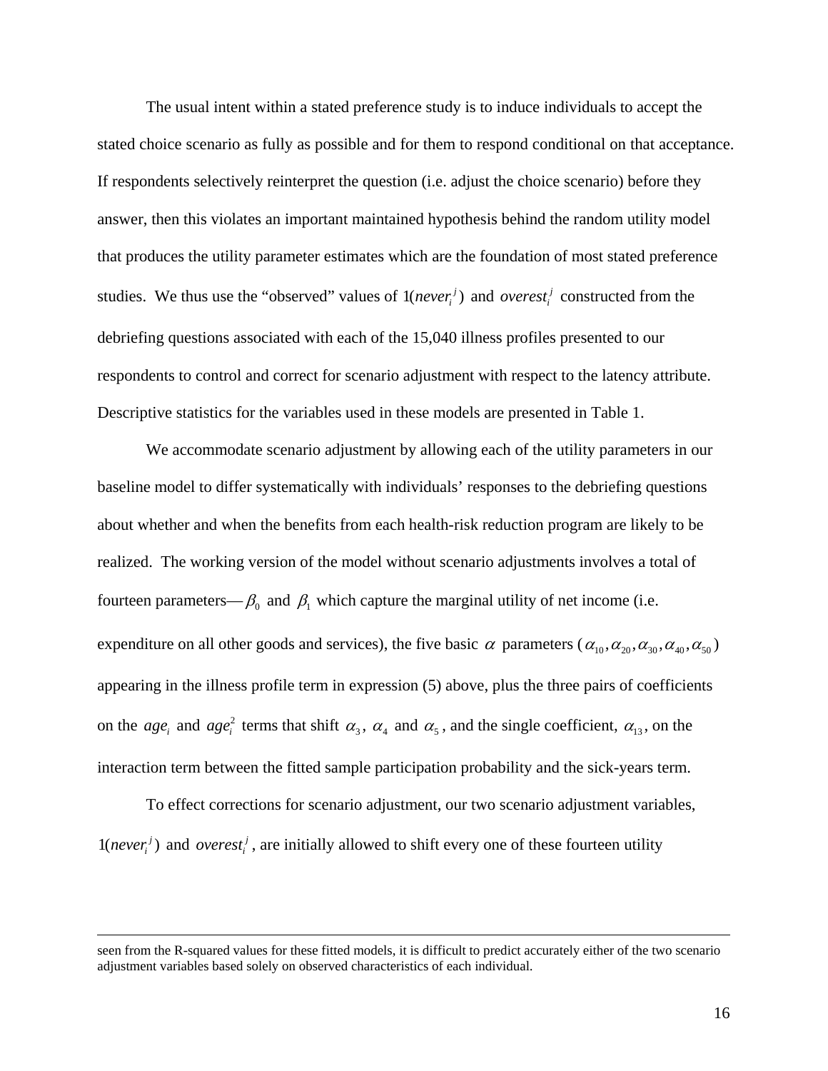The usual intent within a stated preference study is to induce individuals to accept the stated choice scenario as fully as possible and for them to respond conditional on that acceptance. If respondents selectively reinterpret the question (i.e. adjust the choice scenario) before they answer, then this violates an important maintained hypothesis behind the random utility model that produces the utility parameter estimates which are the foundation of most stated preference studies. We thus use the "observed" values of $1(never_i^j)$ and $overest_i^j$ constructed from the debriefing questions associated with each of the 15,040 illness profiles presented to our respondents to control and correct for scenario adjustment with respect to the latency attribute. Descriptive statistics for the variables used in these models are presented in Table 1.

We accommodate scenario adjustment by allowing each of the utility parameters in our baseline model to differ systematically with individuals' responses to the debriefing questions about whether and when the benefits from each health-risk reduction program are likely to be realized. The working version of the model without scenario adjustments involves a total of fourteen parameters— $\beta_0$ and $\beta_1$ which capture the marginal utility of net income (i.e. expenditure on all other goods and services), the five basic $\alpha$ parameters ($\alpha_{10}, \alpha_{20}, \alpha_{30}, \alpha_{40}, \alpha_{50}$) appearing in the illness profile term in expression (5) above, plus the three pairs of coefficients on the $age_i$ and $age_i^2$ terms that shift $\alpha_3$, $\alpha_4$ and $\alpha_5$, and the single coefficient, $\alpha_{13}$, on the interaction term between the fitted sample participation probability and the sick-years term.

To effect corrections for scenario adjustment, our two scenario adjustment variables, $1(never_i^j)$ and $overest_i^j$, are initially allowed to shift every one of these fourteen utility

---

seen from the R-squared values for these fitted models, it is difficult to predict accurately either of the two scenario adjustment variables based solely on observed characteristics of each individual.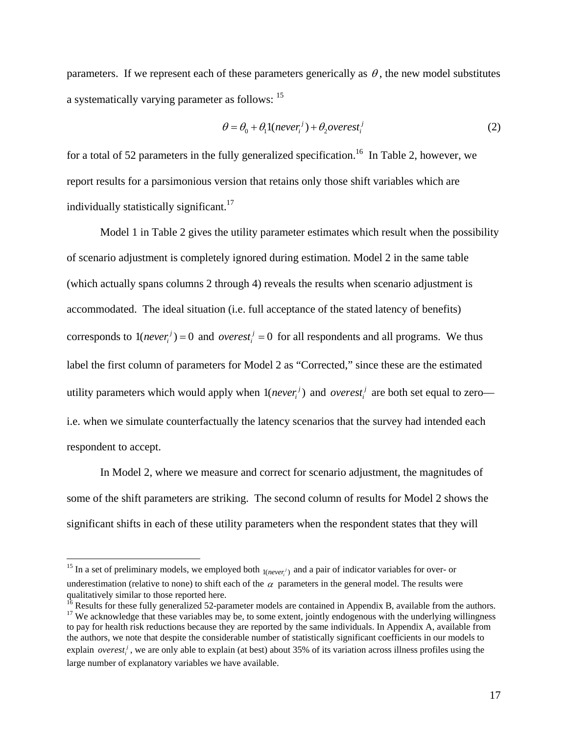parameters. If we represent each of these parameters generically as $\theta$, the new model substitutes a systematically varying parameter as follows: [15]

$$\theta = \theta_0 + \theta_1 1(never_i^j) + \theta_2 overest_i^j \tag{2}$$

for a total of 52 parameters in the fully generalized specification.[16] In Table 2, however, we report results for a parsimonious version that retains only those shift variables which are individually statistically significant.[17]

Model 1 in Table 2 gives the utility parameter estimates which result when the possibility of scenario adjustment is completely ignored during estimation. Model 2 in the same table (which actually spans columns 2 through 4) reveals the results when scenario adjustment is accommodated. The ideal situation (i.e. full acceptance of the stated latency of benefits) corresponds to $1(never_i^j) = 0$ and $overest_i^j = 0$ for all respondents and all programs. We thus label the first column of parameters for Model 2 as "Corrected," since these are the estimated utility parameters which would apply when $1(never_i^j)$ and $overest_i^j$ are both set equal to zero—i.e. when we simulate counterfactually the latency scenarios that the survey had intended each respondent to accept.

In Model 2, where we measure and correct for scenario adjustment, the magnitudes of some of the shift parameters are striking. The second column of results for Model 2 shows the significant shifts in each of these utility parameters when the respondent states that they will

---

[15] In a set of preliminary models, we employed both $1(never_i^j)$ and a pair of indicator variables for over- or underestimation (relative to none) to shift each of the $\alpha$ parameters in the general model. The results were qualitatively similar to those reported here.

[16] Results for these fully generalized 52-parameter models are contained in Appendix B, available from the authors.

[17] We acknowledge that these variables may be, to some extent, jointly endogenous with the underlying willingness to pay for health risk reductions because they are reported by the same individuals. In Appendix A, available from the authors, we note that despite the considerable number of statistically significant coefficients in our models to explain $overest_i^j$, we are only able to explain (at best) about 35% of its variation across illness profiles using the large number of explanatory variables we have available.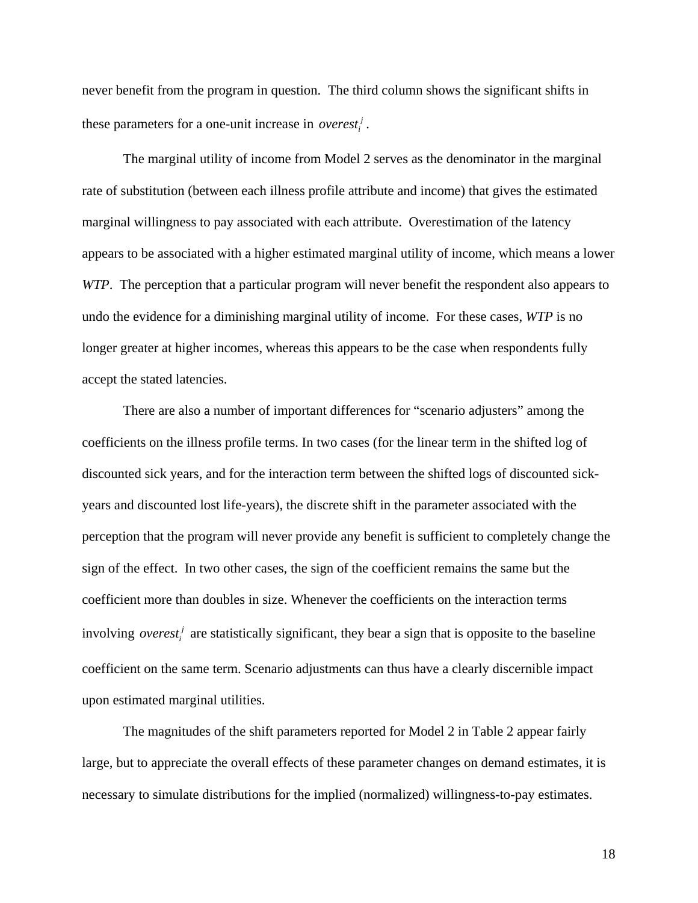never benefit from the program in question. The third column shows the significant shifts in these parameters for a one-unit increase in $overest_i^j$.

The marginal utility of income from Model 2 serves as the denominator in the marginal rate of substitution (between each illness profile attribute and income) that gives the estimated marginal willingness to pay associated with each attribute. Overestimation of the latency appears to be associated with a higher estimated marginal utility of income, which means a lower *WTP*. The perception that a particular program will never benefit the respondent also appears to undo the evidence for a diminishing marginal utility of income. For these cases, *WTP* is no longer greater at higher incomes, whereas this appears to be the case when respondents fully accept the stated latencies.

There are also a number of important differences for "scenario adjusters" among the coefficients on the illness profile terms. In two cases (for the linear term in the shifted log of discounted sick years, and for the interaction term between the shifted logs of discounted sick-years and discounted lost life-years), the discrete shift in the parameter associated with the perception that the program will never provide any benefit is sufficient to completely change the sign of the effect. In two other cases, the sign of the coefficient remains the same but the coefficient more than doubles in size. Whenever the coefficients on the interaction terms involving $overest_i^j$ are statistically significant, they bear a sign that is opposite to the baseline coefficient on the same term. Scenario adjustments can thus have a clearly discernible impact upon estimated marginal utilities.

The magnitudes of the shift parameters reported for Model 2 in Table 2 appear fairly large, but to appreciate the overall effects of these parameter changes on demand estimates, it is necessary to simulate distributions for the implied (normalized) willingness-to-pay estimates.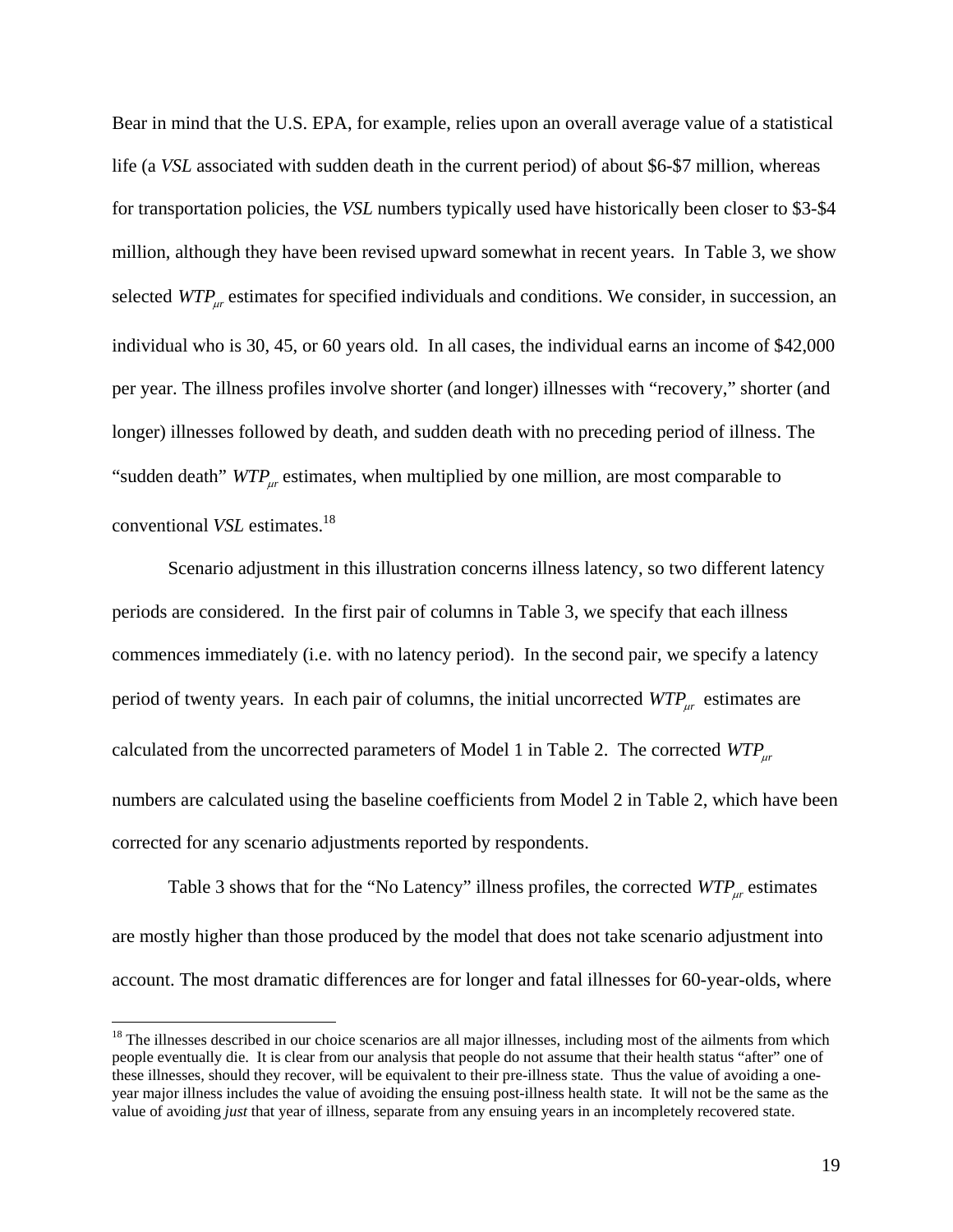Bear in mind that the U.S. EPA, for example, relies upon an overall average value of a statistical life (a *VSL* associated with sudden death in the current period) of about \$6-\$7 million, whereas for transportation policies, the *VSL* numbers typically used have historically been closer to \$3-\$4 million, although they have been revised upward somewhat in recent years. In Table 3, we show selected $WTP_{\mu r}$ estimates for specified individuals and conditions. We consider, in succession, an individual who is 30, 45, or 60 years old. In all cases, the individual earns an income of \$42,000 per year. The illness profiles involve shorter (and longer) illnesses with "recovery," shorter (and longer) illnesses followed by death, and sudden death with no preceding period of illness. The "sudden death" $WTP_{\mu r}$ estimates, when multiplied by one million, are most comparable to conventional *VSL* estimates.[18]

Scenario adjustment in this illustration concerns illness latency, so two different latency periods are considered. In the first pair of columns in Table 3, we specify that each illness commences immediately (i.e. with no latency period). In the second pair, we specify a latency period of twenty years. In each pair of columns, the initial uncorrected $WTP_{\mu r}$ estimates are calculated from the uncorrected parameters of Model 1 in Table 2. The corrected $WTP_{\mu r}$ numbers are calculated using the baseline coefficients from Model 2 in Table 2, which have been corrected for any scenario adjustments reported by respondents.

Table 3 shows that for the "No Latency" illness profiles, the corrected $WTP_{\mu r}$ estimates are mostly higher than those produced by the model that does not take scenario adjustment into account. The most dramatic differences are for longer and fatal illnesses for 60-year-olds, where

[18] The illnesses described in our choice scenarios are all major illnesses, including most of the ailments from which people eventually die. It is clear from our analysis that people do not assume that their health status "after" one of these illnesses, should they recover, will be equivalent to their pre-illness state. Thus the value of avoiding a one-year major illness includes the value of avoiding the ensuing post-illness health state. It will not be the same as the value of avoiding *just* that year of illness, separate from any ensuing years in an incompletely recovered state.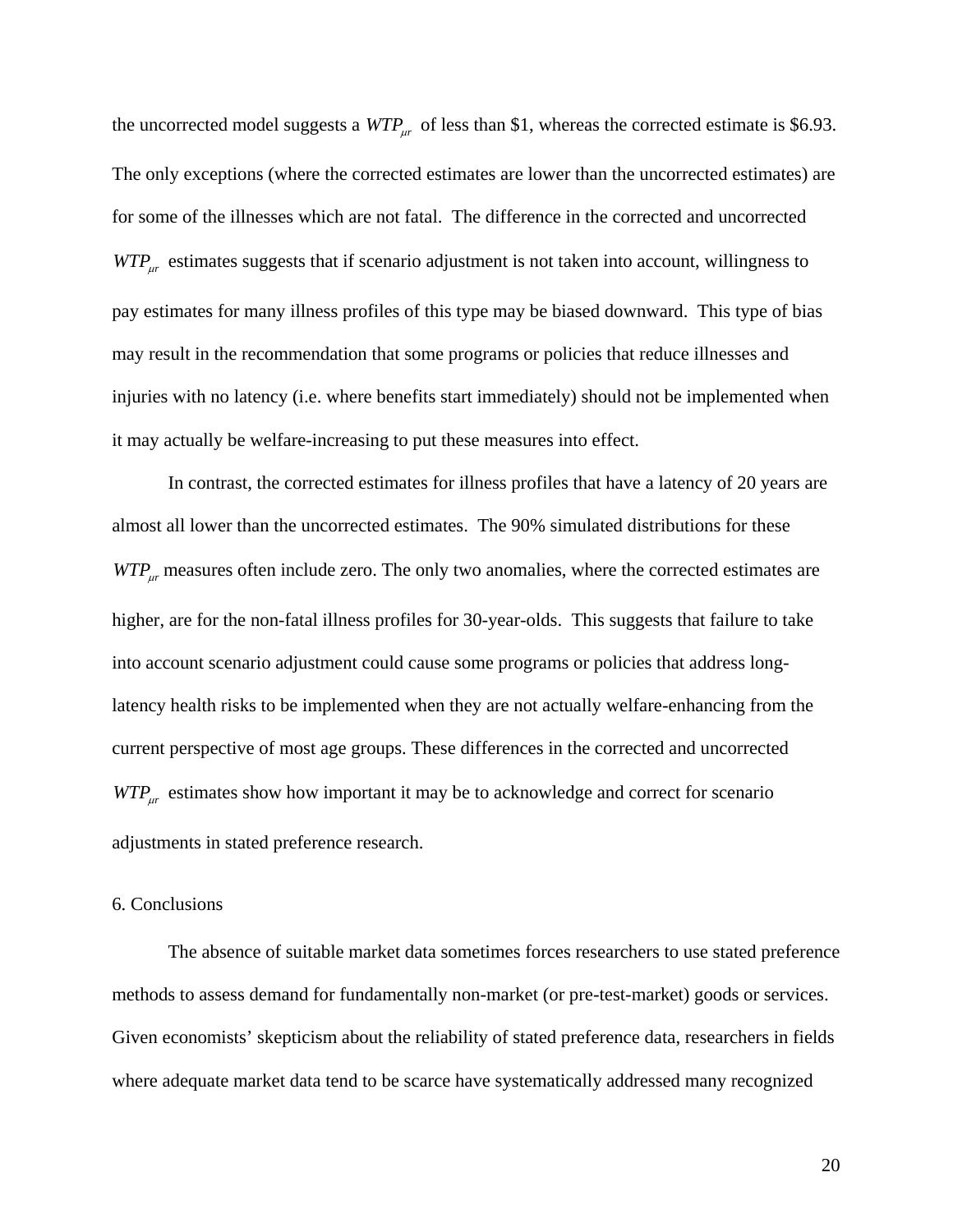the uncorrected model suggests a $WTP_{\mu r}$ of less than \$1, whereas the corrected estimate is \$6.93. The only exceptions (where the corrected estimates are lower than the uncorrected estimates) are for some of the illnesses which are not fatal. The difference in the corrected and uncorrected $WTP_{\mu r}$ estimates suggests that if scenario adjustment is not taken into account, willingness to pay estimates for many illness profiles of this type may be biased downward. This type of bias may result in the recommendation that some programs or policies that reduce illnesses and injuries with no latency (i.e. where benefits start immediately) should not be implemented when it may actually be welfare-increasing to put these measures into effect.

In contrast, the corrected estimates for illness profiles that have a latency of 20 years are almost all lower than the uncorrected estimates. The 90% simulated distributions for these $WTP_{\mu r}$ measures often include zero. The only two anomalies, where the corrected estimates are higher, are for the non-fatal illness profiles for 30-year-olds. This suggests that failure to take into account scenario adjustment could cause some programs or policies that address long-latency health risks to be implemented when they are not actually welfare-enhancing from the current perspective of most age groups. These differences in the corrected and uncorrected $WTP_{\mu r}$ estimates show how important it may be to acknowledge and correct for scenario adjustments in stated preference research.

## 6. Conclusions

The absence of suitable market data sometimes forces researchers to use stated preference methods to assess demand for fundamentally non-market (or pre-test-market) goods or services. Given economists' skepticism about the reliability of stated preference data, researchers in fields where adequate market data tend to be scarce have systematically addressed many recognized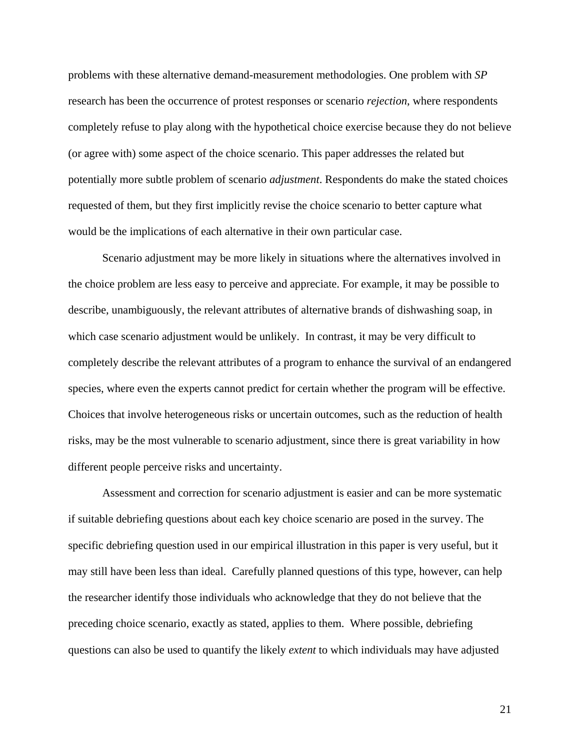problems with these alternative demand-measurement methodologies. One problem with *SP* research has been the occurrence of protest responses or scenario *rejection*, where respondents completely refuse to play along with the hypothetical choice exercise because they do not believe (or agree with) some aspect of the choice scenario. This paper addresses the related but potentially more subtle problem of scenario *adjustment*. Respondents do make the stated choices requested of them, but they first implicitly revise the choice scenario to better capture what would be the implications of each alternative in their own particular case.

Scenario adjustment may be more likely in situations where the alternatives involved in the choice problem are less easy to perceive and appreciate. For example, it may be possible to describe, unambiguously, the relevant attributes of alternative brands of dishwashing soap, in which case scenario adjustment would be unlikely. In contrast, it may be very difficult to completely describe the relevant attributes of a program to enhance the survival of an endangered species, where even the experts cannot predict for certain whether the program will be effective. Choices that involve heterogeneous risks or uncertain outcomes, such as the reduction of health risks, may be the most vulnerable to scenario adjustment, since there is great variability in how different people perceive risks and uncertainty.

Assessment and correction for scenario adjustment is easier and can be more systematic if suitable debriefing questions about each key choice scenario are posed in the survey. The specific debriefing question used in our empirical illustration in this paper is very useful, but it may still have been less than ideal. Carefully planned questions of this type, however, can help the researcher identify those individuals who acknowledge that they do not believe that the preceding choice scenario, exactly as stated, applies to them. Where possible, debriefing questions can also be used to quantify the likely *extent* to which individuals may have adjusted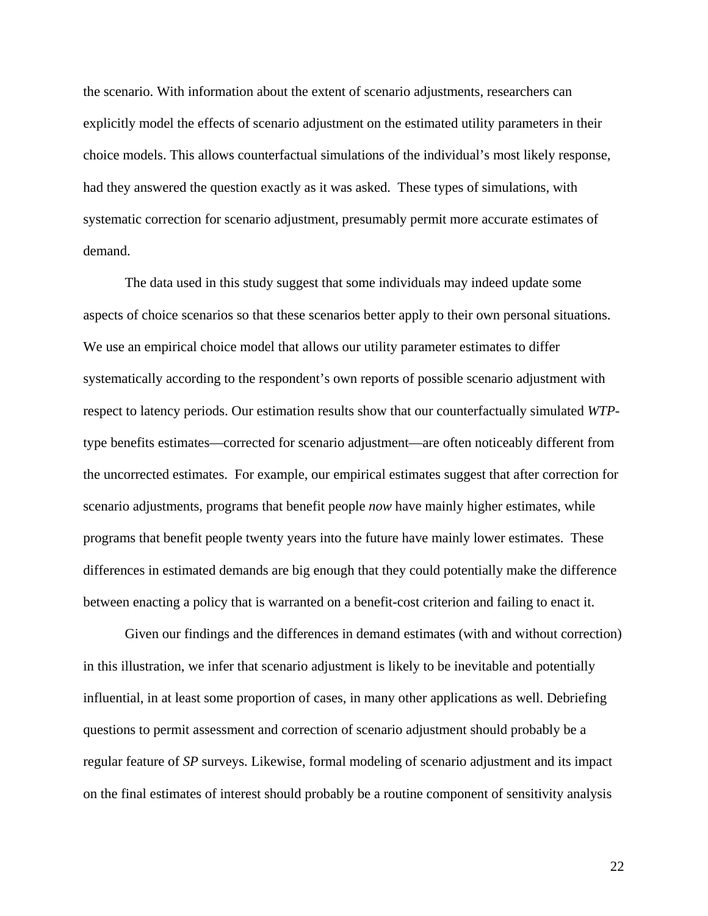the scenario. With information about the extent of scenario adjustments, researchers can explicitly model the effects of scenario adjustment on the estimated utility parameters in their choice models. This allows counterfactual simulations of the individual's most likely response, had they answered the question exactly as it was asked. These types of simulations, with systematic correction for scenario adjustment, presumably permit more accurate estimates of demand.

The data used in this study suggest that some individuals may indeed update some aspects of choice scenarios so that these scenarios better apply to their own personal situations. We use an empirical choice model that allows our utility parameter estimates to differ systematically according to the respondent's own reports of possible scenario adjustment with respect to latency periods. Our estimation results show that our counterfactually simulated *WTP*-type benefits estimates—corrected for scenario adjustment—are often noticeably different from the uncorrected estimates. For example, our empirical estimates suggest that after correction for scenario adjustments, programs that benefit people *now* have mainly higher estimates, while programs that benefit people twenty years into the future have mainly lower estimates. These differences in estimated demands are big enough that they could potentially make the difference between enacting a policy that is warranted on a benefit-cost criterion and failing to enact it.

Given our findings and the differences in demand estimates (with and without correction) in this illustration, we infer that scenario adjustment is likely to be inevitable and potentially influential, in at least some proportion of cases, in many other applications as well. Debriefing questions to permit assessment and correction of scenario adjustment should probably be a regular feature of *SP* surveys. Likewise, formal modeling of scenario adjustment and its impact on the final estimates of interest should probably be a routine component of sensitivity analysis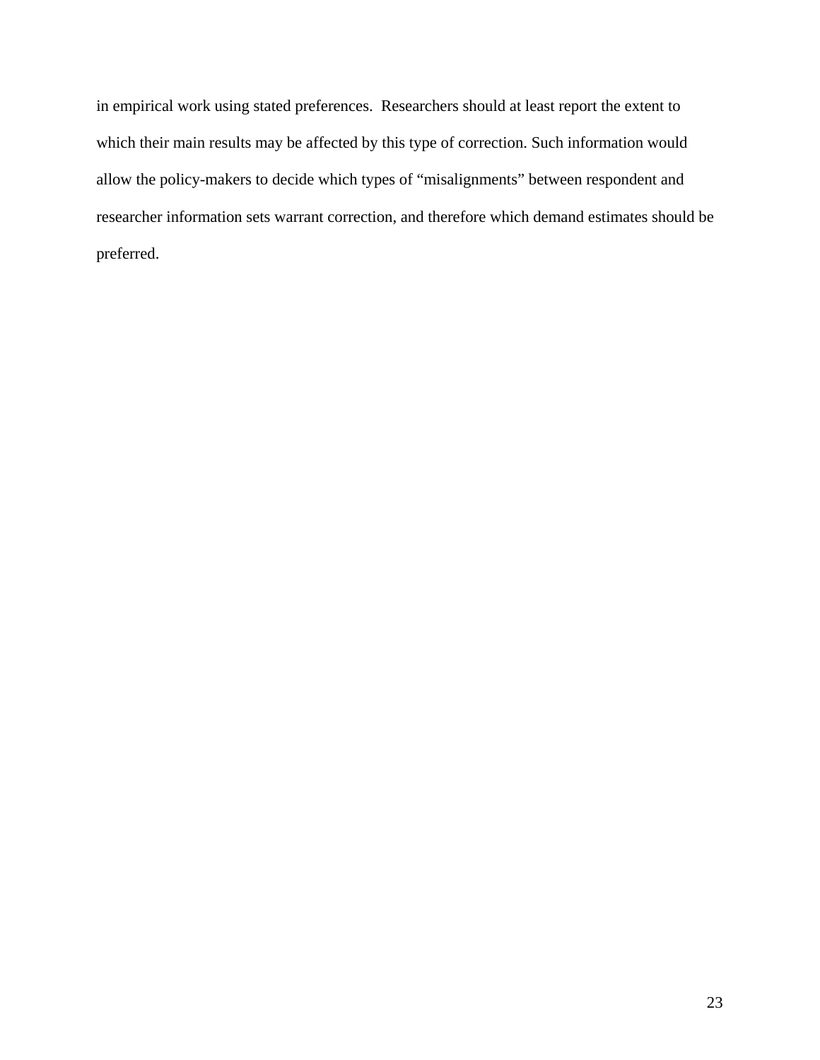in empirical work using stated preferences. Researchers should at least report the extent to which their main results may be affected by this type of correction. Such information would allow the policy-makers to decide which types of "misalignments" between respondent and researcher information sets warrant correction, and therefore which demand estimates should be preferred.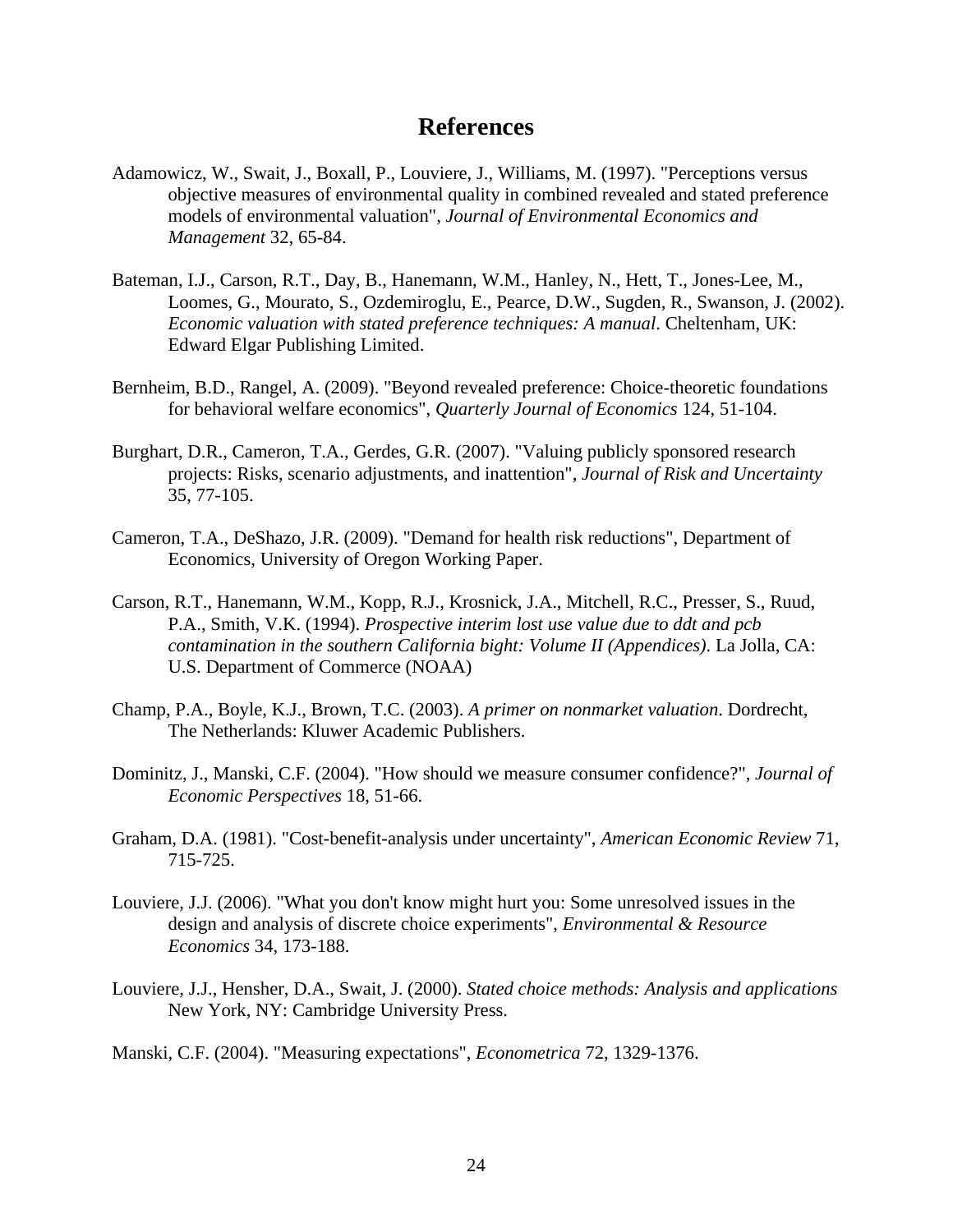# References

Adamowicz, W., Swait, J., Boxall, P., Louviere, J., Williams, M. (1997). "Perceptions versus objective measures of environmental quality in combined revealed and stated preference models of environmental valuation", *Journal of Environmental Economics and Management* 32, 65-84.

Bateman, I.J., Carson, R.T., Day, B., Hanemann, W.M., Hanley, N., Hett, T., Jones-Lee, M., Loomes, G., Mourato, S., Ozdemiroglu, E., Pearce, D.W., Sugden, R., Swanson, J. (2002). *Economic valuation with stated preference techniques: A manual*. Cheltenham, UK: Edward Elgar Publishing Limited.

Bernheim, B.D., Rangel, A. (2009). "Beyond revealed preference: Choice-theoretic foundations for behavioral welfare economics", *Quarterly Journal of Economics* 124, 51-104.

Burghart, D.R., Cameron, T.A., Gerdes, G.R. (2007). "Valuing publicly sponsored research projects: Risks, scenario adjustments, and inattention", *Journal of Risk and Uncertainty* 35, 77-105.

Cameron, T.A., DeShazo, J.R. (2009). "Demand for health risk reductions", Department of Economics, University of Oregon Working Paper.

Carson, R.T., Hanemann, W.M., Kopp, R.J., Krosnick, J.A., Mitchell, R.C., Presser, S., Ruud, P.A., Smith, V.K. (1994). *Prospective interim lost use value due to ddt and pcb contamination in the southern California bight: Volume II (Appendices)*. La Jolla, CA: U.S. Department of Commerce (NOAA)

Champ, P.A., Boyle, K.J., Brown, T.C. (2003). *A primer on nonmarket valuation*. Dordrecht, The Netherlands: Kluwer Academic Publishers.

Dominitz, J., Manski, C.F. (2004). "How should we measure consumer confidence?", *Journal of Economic Perspectives* 18, 51-66.

Graham, D.A. (1981). "Cost-benefit-analysis under uncertainty", *American Economic Review* 71, 715-725.

Louviere, J.J. (2006). "What you don't know might hurt you: Some unresolved issues in the design and analysis of discrete choice experiments", *Environmental & Resource Economics* 34, 173-188.

Louviere, J.J., Hensher, D.A., Swait, J. (2000). *Stated choice methods: Analysis and applications* New York, NY: Cambridge University Press.

Manski, C.F. (2004). "Measuring expectations", *Econometrica* 72, 1329-1376.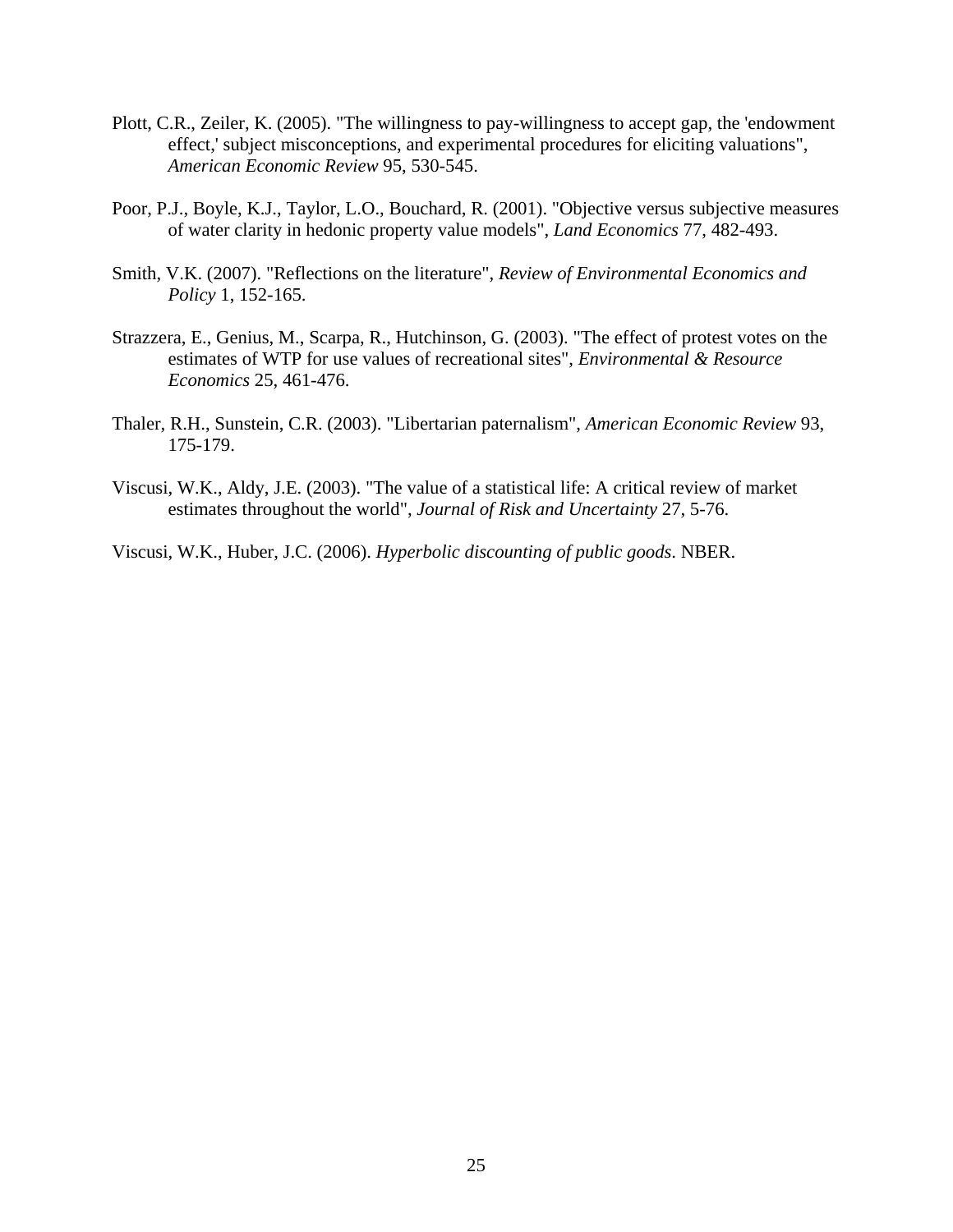Plott, C.R., Zeiler, K. (2005). "The willingness to pay-willingness to accept gap, the 'endowment effect,' subject misconceptions, and experimental procedures for eliciting valuations", *American Economic Review* 95, 530-545.

Poor, P.J., Boyle, K.J., Taylor, L.O., Bouchard, R. (2001). "Objective versus subjective measures of water clarity in hedonic property value models", *Land Economics* 77, 482-493.

Smith, V.K. (2007). "Reflections on the literature", *Review of Environmental Economics and Policy* 1, 152-165.

Strazzera, E., Genius, M., Scarpa, R., Hutchinson, G. (2003). "The effect of protest votes on the estimates of WTP for use values of recreational sites", *Environmental & Resource Economics* 25, 461-476.

Thaler, R.H., Sunstein, C.R. (2003). "Libertarian paternalism", *American Economic Review* 93, 175-179.

Viscusi, W.K., Aldy, J.E. (2003). "The value of a statistical life: A critical review of market estimates throughout the world", *Journal of Risk and Uncertainty* 27, 5-76.

Viscusi, W.K., Huber, J.C. (2006). *Hyperbolic discounting of public goods*. NBER.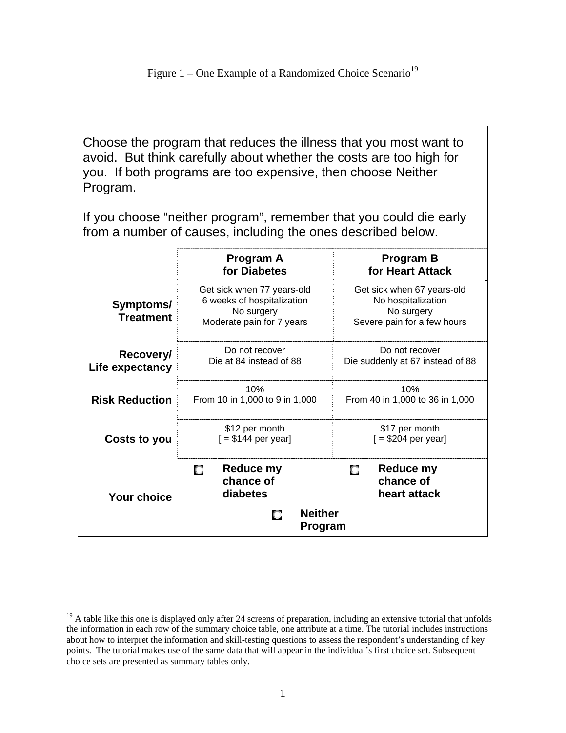Figure 1 – One Example of a Randomized Choice Scenario[19]

Choose the program that reduces the illness that you most want to avoid. But think carefully about whether the costs are too high for you. If both programs are too expensive, then choose Neither Program.

If you choose "neither program", remember that you could die early from a number of causes, including the ones described below.

| | **Program A for Diabetes** | **Program B for Heart Attack** |
|---|---|---|
| **Symptoms/ Treatment** | Get sick when 77 years-old<br>6 weeks of hospitalization<br>No surgery<br>Moderate pain for 7 years | Get sick when 67 years-old<br>No hospitalization<br>No surgery<br>Severe pain for a few hours |
| **Recovery/ Life expectancy** | Do not recover<br>Die at 84 instead of 88 | Do not recover<br>Die suddenly at 67 instead of 88 |
| **Risk Reduction** | 10%<br>From 10 in 1,000 to 9 in 1,000 | 10%<br>From 40 in 1,000 to 36 in 1,000 |
| **Costs to you** | $12 per month<br>[ = $144 per year] | $17 per month<br>[ = $204 per year] |
| **Your choice** | ☐ **Reduce my chance of diabetes** | ☐ **Reduce my chance of heart attack** |
| | ☐ **Neither Program** | |

[19] A table like this one is displayed only after 24 screens of preparation, including an extensive tutorial that unfolds the information in each row of the summary choice table, one attribute at a time. The tutorial includes instructions about how to interpret the information and skill-testing questions to assess the respondent's understanding of key points. The tutorial makes use of the same data that will appear in the individual's first choice set. Subsequent choice sets are presented as summary tables only.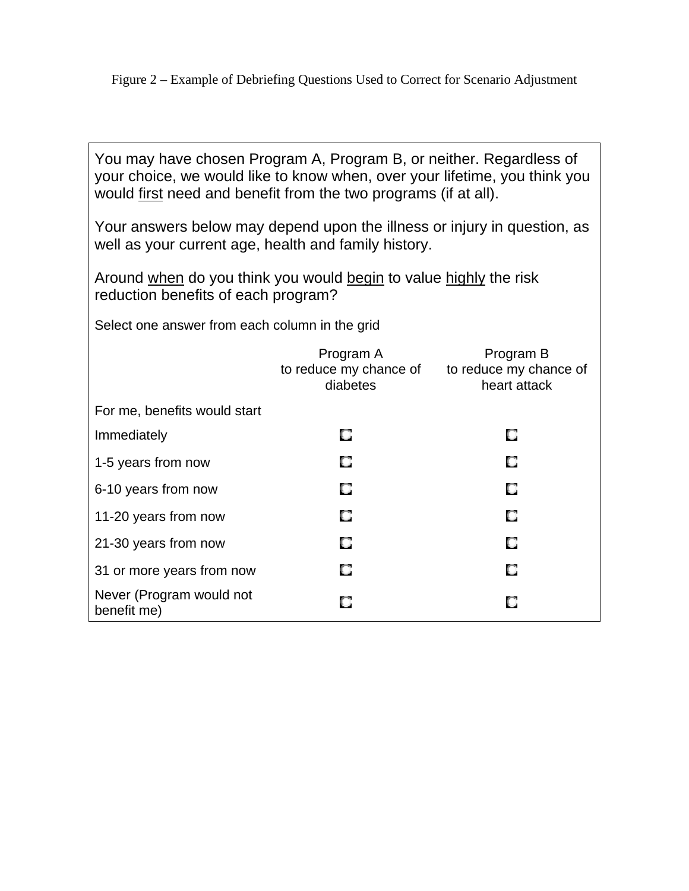Figure 2 – Example of Debriefing Questions Used to Correct for Scenario Adjustment

You may have chosen Program A, Program B, or neither. Regardless of your choice, we would like to know when, over your lifetime, you think you would <u>first</u> need and benefit from the two programs (if at all).

Your answers below may depend upon the illness or injury in question, as well as your current age, health and family history.

Around <u>when</u> do you think you would <u>begin</u> to value <u>highly</u> the risk reduction benefits of each program?

Select one answer from each column in the grid

| | Program A to reduce my chance of diabetes | Program B to reduce my chance of heart attack |
|---|---|---|
| For me, benefits would start | | |
| Immediately | ○ | ○ |
| 1-5 years from now | ○ | ○ |
| 6-10 years from now | ○ | ○ |
| 11-20 years from now | ○ | ○ |
| 21-30 years from now | ○ | ○ |
| 31 or more years from now | ○ | ○ |
| Never (Program would not benefit me) | ○ | ○ |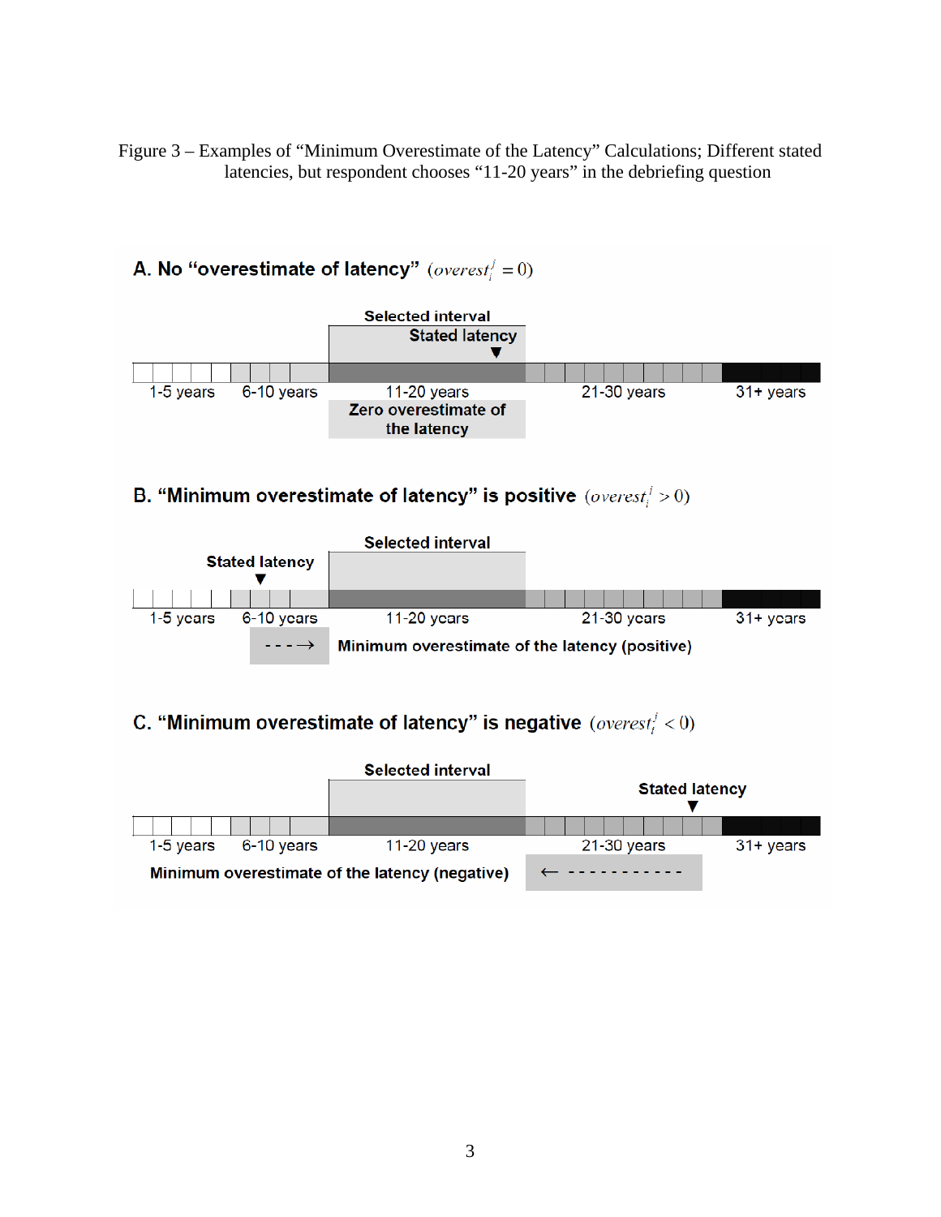Figure 3 – Examples of "Minimum Overestimate of the Latency" Calculations; Different stated latencies, but respondent chooses "11-20 years" in the debriefing question

**A. No "overestimate of latency"** $(overest_i^j = 0)$

Selected interval

Stated latency

1-5 years | 6-10 years | 11-20 years | 21-30 years | 31+ years

Zero overestimate of the latency

**B. "Minimum overestimate of latency" is positive** $(overest_i^j > 0)$

Selected interval

Stated latency

1-5 years | 6-10 years | 11-20 years | 21-30 years | 31+ years

- - - → Minimum overestimate of the latency (positive)

**C. "Minimum overestimate of latency" is negative** $(overest_i^j < 0)$

Selected interval

Stated latency

1-5 years | 6-10 years | 11-20 years | 21-30 years | 31+ years

Minimum overestimate of the latency (negative) ← - - - - - - - - - - -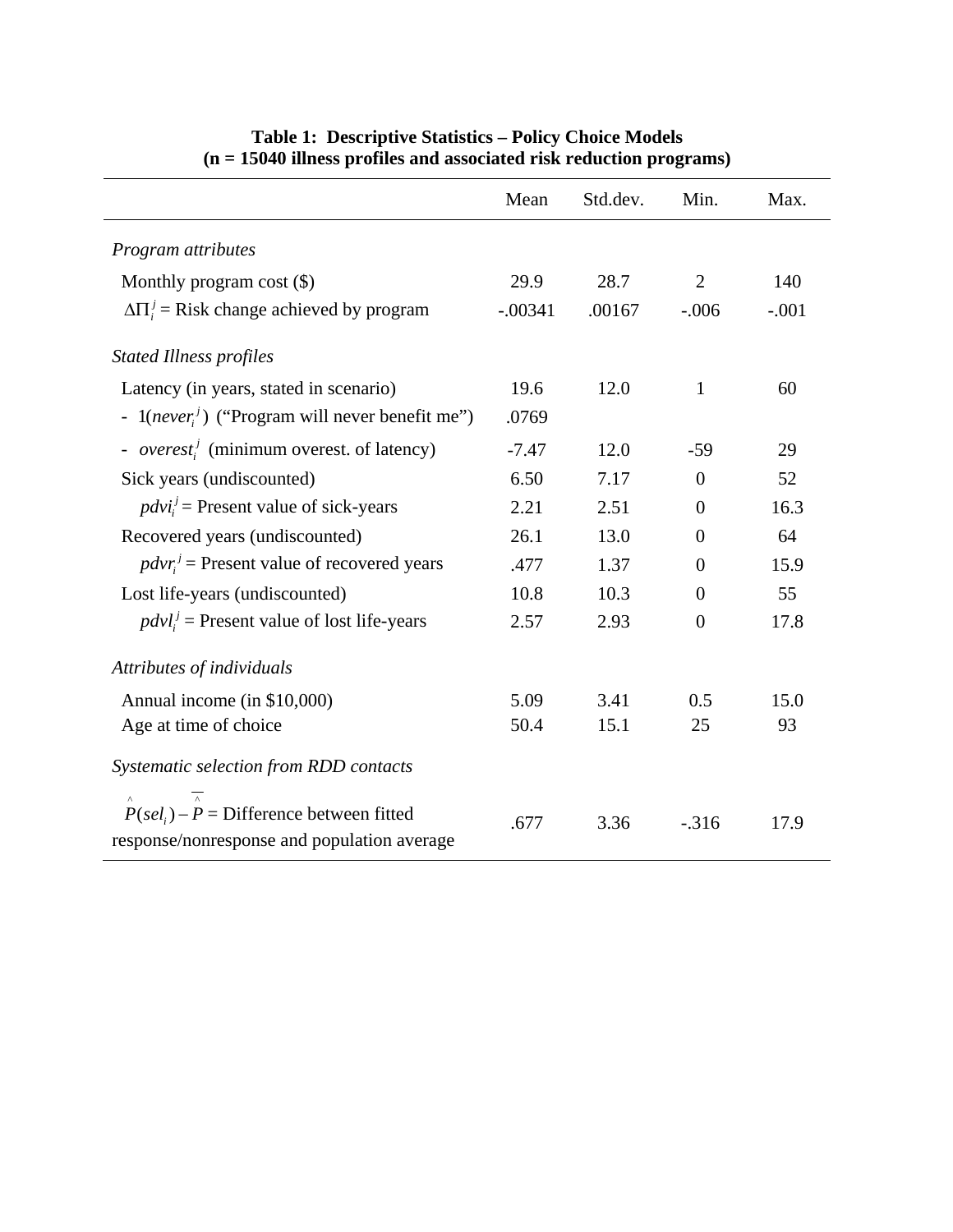**Table 1: Descriptive Statistics – Policy Choice Models**
**(n = 15040 illness profiles and associated risk reduction programs)**

| | Mean | Std.dev. | Min. | Max. |
|---|---|---|---|---|
| *Program attributes* | | | | |
| Monthly program cost ($) | 29.9 | 28.7 | 2 | 140 |
| $\Delta\Pi_i^j$ = Risk change achieved by program | -.00341 | .00167 | -.006 | -.001 |
| *Stated Illness profiles* | | | | |
| Latency (in years, stated in scenario) | 19.6 | 12.0 | 1 | 60 |
| - $1(never_i^j)$ ("Program will never benefit me") | .0769 | | | |
| - $overest_i^j$ (minimum overest. of latency) | -7.47 | 12.0 | -59 | 29 |
| Sick years (undiscounted) | 6.50 | 7.17 | 0 | 52 |
| $pdvi_i^j$ = Present value of sick-years | 2.21 | 2.51 | 0 | 16.3 |
| Recovered years (undiscounted) | 26.1 | 13.0 | 0 | 64 |
| $pdvr_i^j$ = Present value of recovered years | .477 | 1.37 | 0 | 15.9 |
| Lost life-years (undiscounted) | 10.8 | 10.3 | 0 | 55 |
| $pdvl_i^j$ = Present value of lost life-years | 2.57 | 2.93 | 0 | 17.8 |
| *Attributes of individuals* | | | | |
| Annual income (in $10,000) | 5.09 | 3.41 | 0.5 | 15.0 |
| Age at time of choice | 50.4 | 15.1 | 25 | 93 |
| *Systematic selection from RDD contacts* | | | | |
| $\hat{P}(sel_i) - \overline{\hat{P}}$ = Difference between fitted response/nonresponse and population average | .677 | 3.36 | -.316 | 17.9 |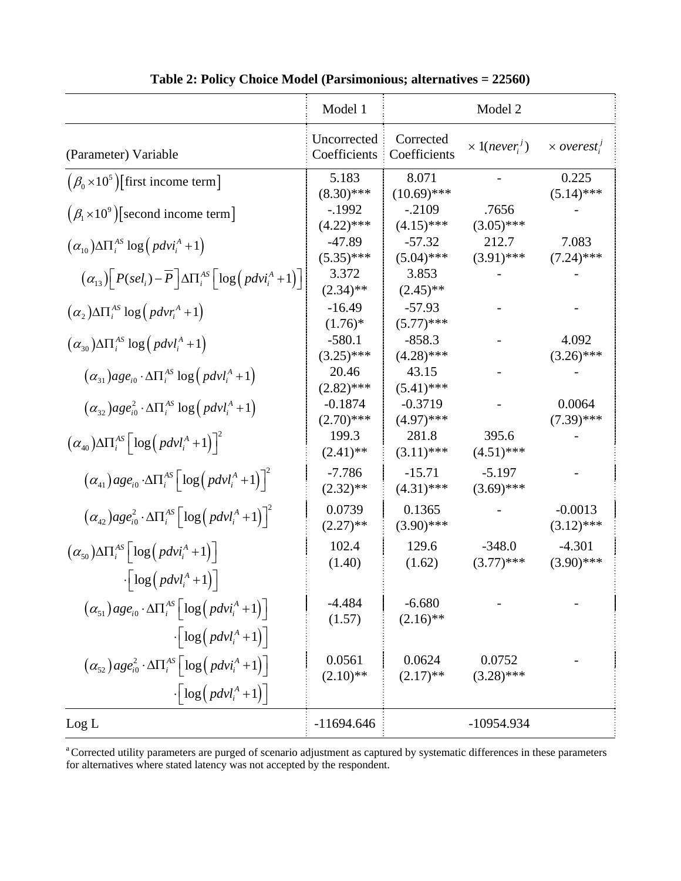**Table 2: Policy Choice Model (Parsimonious; alternatives = 22560)**

| | Model 1 | Model 2 | | |
|---|---|---|---|---|
| (Parameter) Variable | Uncorrected Coefficients | Corrected Coefficients | $\times 1(never_i^j)$ | $\times\, overest_i^j$ |
| $\left(\beta_0 \times 10^5\right)$[first income term] | 5.183 (8.30)*** | 8.071 (10.69)*** | - | 0.225 (5.14)*** |
| $\left(\beta_1 \times 10^9\right)$[second income term] | -.1992 (4.22)*** | -.2109 (4.15)*** | .7656 (3.05)*** | - |
| $(\alpha_{10})\Delta\Pi_i^{AS}\log\left(pdvi_i^A+1\right)$ | -47.89 (5.35)*** | -57.32 (5.04)*** | 212.7 (3.91)*** | 7.083 (7.24)*** |
| $(\alpha_{13})\left[P(sel_i)-\overline{P}\right]\Delta\Pi_i^{AS}\left[\log\left(pdvi_i^A+1\right)\right]$ | 3.372 (2.34)** | 3.853 (2.45)** | - | - |
| $(\alpha_2)\Delta\Pi_i^{AS}\log\left(pdvr_i^A+1\right)$ | -16.49 (1.76)* | -57.93 (5.77)*** | - | - |
| $(\alpha_{30})\Delta\Pi_i^{AS}\log\left(pdvl_i^A+1\right)$ | -580.1 (3.25)*** | -858.3 (4.28)*** | - | 4.092 (3.26)*** |
| $(\alpha_{31})age_{i0}\cdot\Delta\Pi_i^{AS}\log\left(pdvl_i^A+1\right)$ | 20.46 (2.82)*** | 43.15 (5.41)*** | - | - |
| $(\alpha_{32})age_{i0}^2\cdot\Delta\Pi_i^{AS}\log\left(pdvl_i^A+1\right)$ | -0.1874 (2.70)*** | -0.3719 (4.97)*** | - | 0.0064 (7.39)*** |
| $(\alpha_{40})\Delta\Pi_i^{AS}\left[\log\left(pdvl_i^A+1\right)\right]^2$ | 199.3 (2.41)** | 281.8 (3.11)*** | 395.6 (4.51)*** | - |
| $(\alpha_{41})age_{i0}\cdot\Delta\Pi_i^{AS}\left[\log\left(pdvl_i^A+1\right)\right]^2$ | -7.786 (2.32)** | -15.71 (4.31)*** | -5.197 (3.69)*** | - |
| $(\alpha_{42})age_{i0}^2\cdot\Delta\Pi_i^{AS}\left[\log\left(pdvl_i^A+1\right)\right]^2$ | 0.0739 (2.27)** | 0.1365 (3.90)*** | - | -0.0013 (3.12)*** |
| $(\alpha_{50})\Delta\Pi_i^{AS}\left[\log\left(pdvi_i^A+1\right)\right]\cdot\left[\log\left(pdvl_i^A+1\right)\right]$ | 102.4 (1.40) | 129.6 (1.62) | -348.0 (3.77)*** | -4.301 (3.90)*** |
| $(\alpha_{51})age_{i0}\cdot\Delta\Pi_i^{AS}\left[\log\left(pdvi_i^A+1\right)\right]\cdot\left[\log\left(pdvl_i^A+1\right)\right]$ | -4.484 (1.57) | -6.680 (2.16)** | - | - |
| $(\alpha_{52})age_{i0}^2\cdot\Delta\Pi_i^{AS}\left[\log\left(pdvi_i^A+1\right)\right]\cdot\left[\log\left(pdvl_i^A+1\right)\right]$ | 0.0561 (2.10)** | 0.0624 (2.17)** | 0.0752 (3.28)*** | - |
| Log L | -11694.646 | -10954.934 | | |

[a] Corrected utility parameters are purged of scenario adjustment as captured by systematic differences in these parameters for alternatives where stated latency was not accepted by the respondent.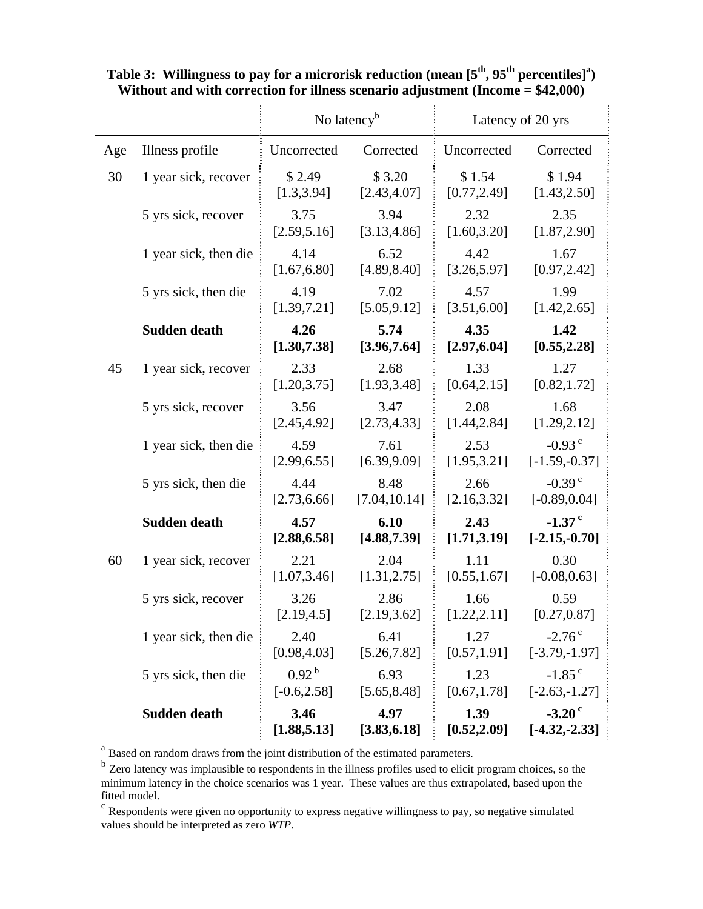**Table 3: Willingness to pay for a microrisk reduction (mean [5th, 95th percentiles][a]) Without and with correction for illness scenario adjustment (Income = $42,000)**

| | | No latency[b] | | Latency of 20 yrs | |
|---|---|---|---|---|---|
| Age | Illness profile | Uncorrected | Corrected | Uncorrected | Corrected |
| 30 | 1 year sick, recover | $ 2.49 [1.3,3.94] | $ 3.20 [2.43,4.07] | $ 1.54 [0.77,2.49] | $ 1.94 [1.43,2.50] |
| | 5 yrs sick, recover | 3.75 [2.59,5.16] | 3.94 [3.13,4.86] | 2.32 [1.60,3.20] | 2.35 [1.87,2.90] |
| | 1 year sick, then die | 4.14 [1.67,6.80] | 6.52 [4.89,8.40] | 4.42 [3.26,5.97] | 1.67 [0.97,2.42] |
| | 5 yrs sick, then die | 4.19 [1.39,7.21] | 7.02 [5.05,9.12] | 4.57 [3.51,6.00] | 1.99 [1.42,2.65] |
| | **Sudden death** | **4.26 [1.30,7.38]** | **5.74 [3.96,7.64]** | **4.35 [2.97,6.04]** | **1.42 [0.55,2.28]** |
| 45 | 1 year sick, recover | 2.33 [1.20,3.75] | 2.68 [1.93,3.48] | 1.33 [0.64,2.15] | 1.27 [0.82,1.72] |
| | 5 yrs sick, recover | 3.56 [2.45,4.92] | 3.47 [2.73,4.33] | 2.08 [1.44,2.84] | 1.68 [1.29,2.12] |
| | 1 year sick, then die | 4.59 [2.99,6.55] | 7.61 [6.39,9.09] | 2.53 [1.95,3.21] | -0.93[c] [-1.59,-0.37] |
| | 5 yrs sick, then die | 4.44 [2.73,6.66] | 8.48 [7.04,10.14] | 2.66 [2.16,3.32] | -0.39[c] [-0.89,0.04] |
| | **Sudden death** | **4.57 [2.88,6.58]** | **6.10 [4.88,7.39]** | **2.43 [1.71,3.19]** | **-1.37[c] [-2.15,-0.70]** |
| 60 | 1 year sick, recover | 2.21 [1.07,3.46] | 2.04 [1.31,2.75] | 1.11 [0.55,1.67] | 0.30 [-0.08,0.63] |
| | 5 yrs sick, recover | 3.26 [2.19,4.5] | 2.86 [2.19,3.62] | 1.66 [1.22,2.11] | 0.59 [0.27,0.87] |
| | 1 year sick, then die | 2.40 [0.98,4.03] | 6.41 [5.26,7.82] | 1.27 [0.57,1.91] | -2.76[c] [-3.79,-1.97] |
| | 5 yrs sick, then die | 0.92[b] [-0.6,2.58] | 6.93 [5.65,8.48] | 1.23 [0.67,1.78] | -1.85[c] [-2.63,-1.27] |
| | **Sudden death** | **3.46 [1.88,5.13]** | **4.97 [3.83,6.18]** | **1.39 [0.52,2.09]** | **-3.20[c] [-4.32,-2.33]** |

[a] Based on random draws from the joint distribution of the estimated parameters.

[b] Zero latency was implausible to respondents in the illness profiles used to elicit program choices, so the minimum latency in the choice scenarios was 1 year. These values are thus extrapolated, based upon the fitted model.

[c] Respondents were given no opportunity to express negative willingness to pay, so negative simulated values should be interpreted as zero *WTP*.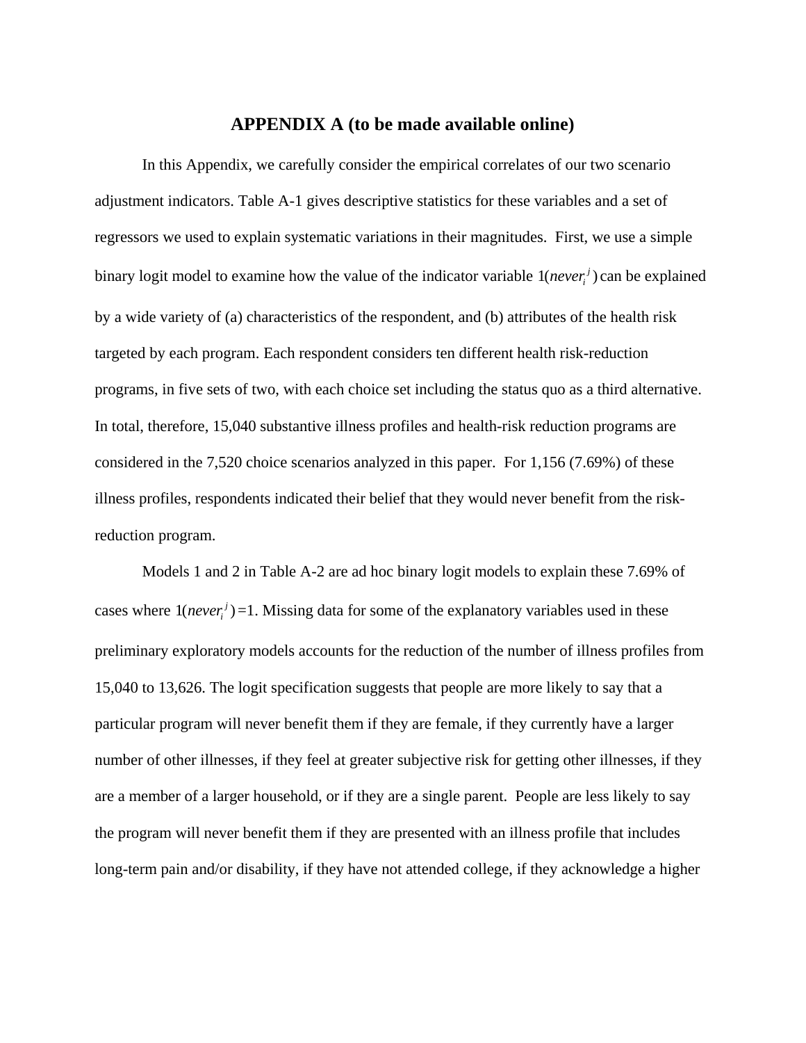# APPENDIX A (to be made available online)

In this Appendix, we carefully consider the empirical correlates of our two scenario adjustment indicators. Table A-1 gives descriptive statistics for these variables and a set of regressors we used to explain systematic variations in their magnitudes. First, we use a simple binary logit model to examine how the value of the indicator variable $1(never_i^j)$ can be explained by a wide variety of (a) characteristics of the respondent, and (b) attributes of the health risk targeted by each program. Each respondent considers ten different health risk-reduction programs, in five sets of two, with each choice set including the status quo as a third alternative. In total, therefore, 15,040 substantive illness profiles and health-risk reduction programs are considered in the 7,520 choice scenarios analyzed in this paper. For 1,156 (7.69%) of these illness profiles, respondents indicated their belief that they would never benefit from the risk-reduction program.

Models 1 and 2 in Table A-2 are ad hoc binary logit models to explain these 7.69% of cases where $1(never_i^j)=1$. Missing data for some of the explanatory variables used in these preliminary exploratory models accounts for the reduction of the number of illness profiles from 15,040 to 13,626. The logit specification suggests that people are more likely to say that a particular program will never benefit them if they are female, if they currently have a larger number of other illnesses, if they feel at greater subjective risk for getting other illnesses, if they are a member of a larger household, or if they are a single parent. People are less likely to say the program will never benefit them if they are presented with an illness profile that includes long-term pain and/or disability, if they have not attended college, if they acknowledge a higher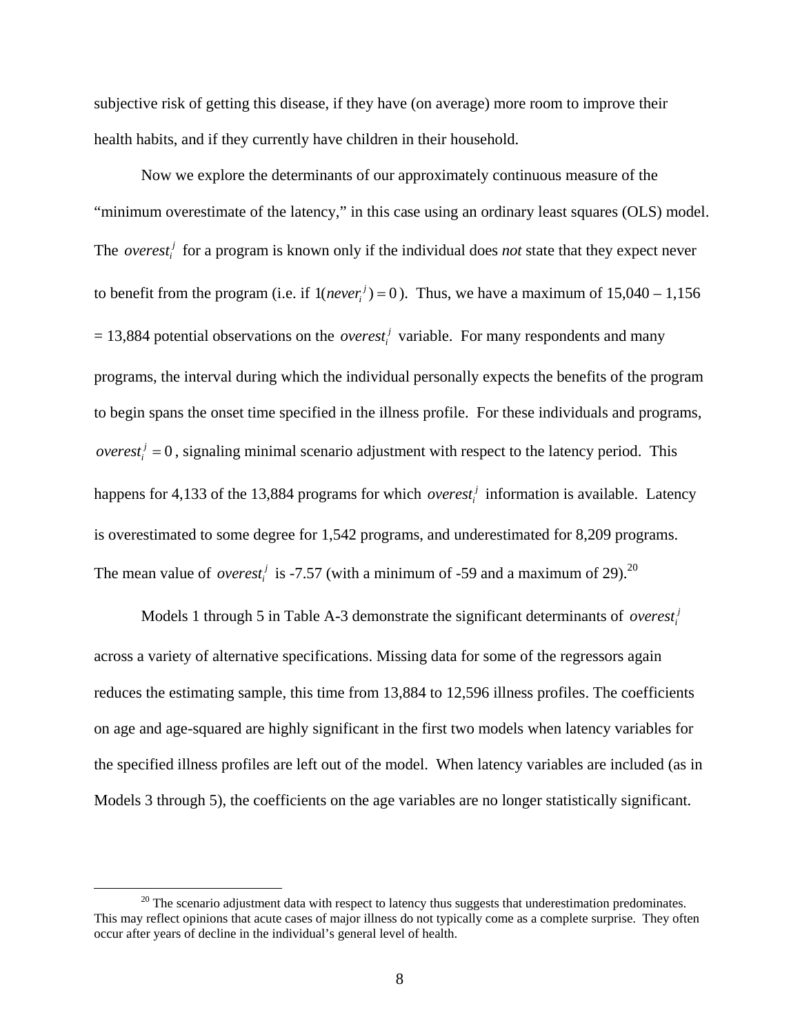subjective risk of getting this disease, if they have (on average) more room to improve their health habits, and if they currently have children in their household.

Now we explore the determinants of our approximately continuous measure of the "minimum overestimate of the latency," in this case using an ordinary least squares (OLS) model. The $overest_i^j$ for a program is known only if the individual does *not* state that they expect never to benefit from the program (i.e. if $1(never_i^j) = 0$). Thus, we have a maximum of 15,040 – 1,156 = 13,884 potential observations on the $overest_i^j$ variable. For many respondents and many programs, the interval during which the individual personally expects the benefits of the program to begin spans the onset time specified in the illness profile. For these individuals and programs, $overest_i^j = 0$, signaling minimal scenario adjustment with respect to the latency period. This happens for 4,133 of the 13,884 programs for which $overest_i^j$ information is available. Latency is overestimated to some degree for 1,542 programs, and underestimated for 8,209 programs. The mean value of $overest_i^j$ is -7.57 (with a minimum of -59 and a maximum of 29).[20]

Models 1 through 5 in Table A-3 demonstrate the significant determinants of $overest_i^j$ across a variety of alternative specifications. Missing data for some of the regressors again reduces the estimating sample, this time from 13,884 to 12,596 illness profiles. The coefficients on age and age-squared are highly significant in the first two models when latency variables for the specified illness profiles are left out of the model. When latency variables are included (as in Models 3 through 5), the coefficients on the age variables are no longer statistically significant.

[20] The scenario adjustment data with respect to latency thus suggests that underestimation predominates. This may reflect opinions that acute cases of major illness do not typically come as a complete surprise. They often occur after years of decline in the individual's general level of health.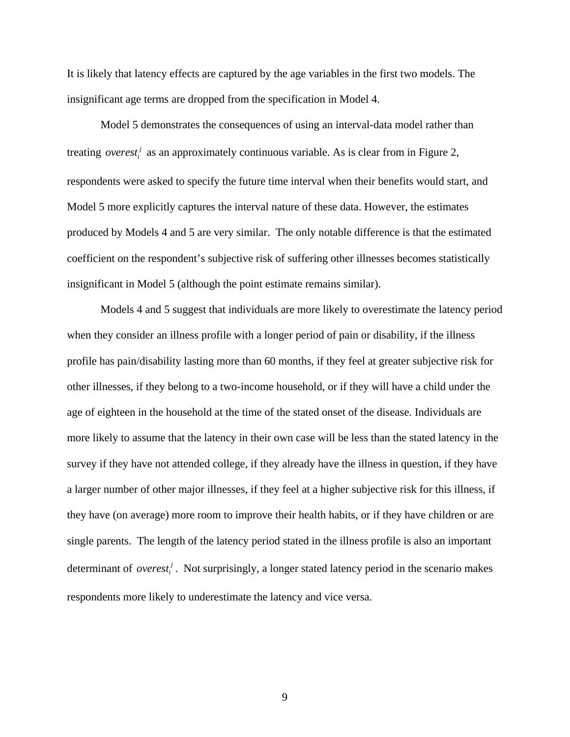It is likely that latency effects are captured by the age variables in the first two models. The insignificant age terms are dropped from the specification in Model 4.

Model 5 demonstrates the consequences of using an interval-data model rather than treating $overest_i^j$ as an approximately continuous variable. As is clear from in Figure 2, respondents were asked to specify the future time interval when their benefits would start, and Model 5 more explicitly captures the interval nature of these data. However, the estimates produced by Models 4 and 5 are very similar. The only notable difference is that the estimated coefficient on the respondent's subjective risk of suffering other illnesses becomes statistically insignificant in Model 5 (although the point estimate remains similar).

Models 4 and 5 suggest that individuals are more likely to overestimate the latency period when they consider an illness profile with a longer period of pain or disability, if the illness profile has pain/disability lasting more than 60 months, if they feel at greater subjective risk for other illnesses, if they belong to a two-income household, or if they will have a child under the age of eighteen in the household at the time of the stated onset of the disease. Individuals are more likely to assume that the latency in their own case will be less than the stated latency in the survey if they have not attended college, if they already have the illness in question, if they have a larger number of other major illnesses, if they feel at a higher subjective risk for this illness, if they have (on average) more room to improve their health habits, or if they have children or are single parents. The length of the latency period stated in the illness profile is also an important determinant of $overest_i^j$. Not surprisingly, a longer stated latency period in the scenario makes respondents more likely to underestimate the latency and vice versa.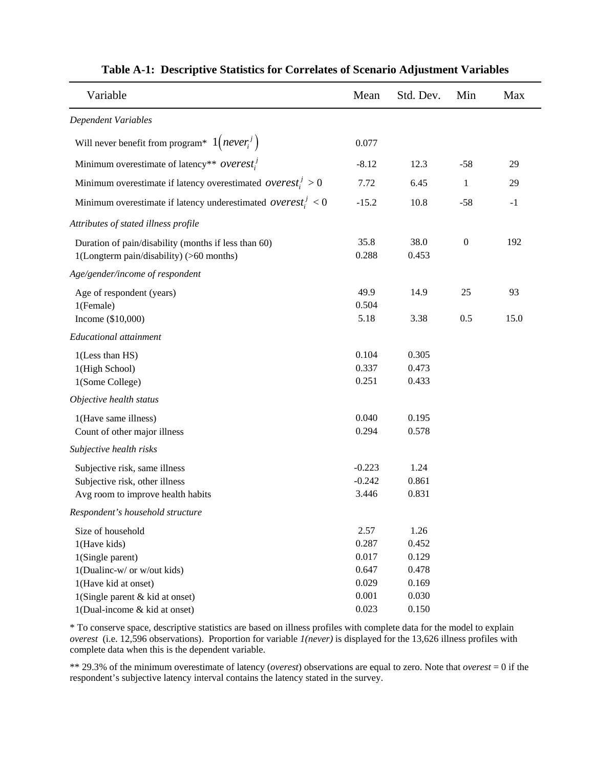**Table A-1: Descriptive Statistics for Correlates of Scenario Adjustment Variables**

| Variable | Mean | Std. Dev. | Min | Max |
|---|---|---|---|---|
| *Dependent Variables* | | | | |
| Will never benefit from program* $1\left(never_i^j\right)$ | 0.077 | | | |
| Minimum overestimate of latency** $overest_i^j$ | -8.12 | 12.3 | -58 | 29 |
| Minimum overestimate if latency overestimated $overest_i^j > 0$ | 7.72 | 6.45 | 1 | 29 |
| Minimum overestimate if latency underestimated $overest_i^j < 0$ | -15.2 | 10.8 | -58 | -1 |
| *Attributes of stated illness profile* | | | | |
| Duration of pain/disability (months if less than 60) | 35.8 | 38.0 | 0 | 192 |
| 1(Longterm pain/disability) (>60 months) | 0.288 | 0.453 | | |
| *Age/gender/income of respondent* | | | | |
| Age of respondent (years) | 49.9 | 14.9 | 25 | 93 |
| 1(Female) | 0.504 | | | |
| Income ($10,000) | 5.18 | 3.38 | 0.5 | 15.0 |
| *Educational attainment* | | | | |
| 1(Less than HS) | 0.104 | 0.305 | | |
| 1(High School) | 0.337 | 0.473 | | |
| 1(Some College) | 0.251 | 0.433 | | |
| *Objective health status* | | | | |
| 1(Have same illness) | 0.040 | 0.195 | | |
| Count of other major illness | 0.294 | 0.578 | | |
| *Subjective health risks* | | | | |
| Subjective risk, same illness | -0.223 | 1.24 | | |
| Subjective risk, other illness | -0.242 | 0.861 | | |
| Avg room to improve health habits | 3.446 | 0.831 | | |
| *Respondent's household structure* | | | | |
| Size of household | 2.57 | 1.26 | | |
| 1(Have kids) | 0.287 | 0.452 | | |
| 1(Single parent) | 0.017 | 0.129 | | |
| 1(Dualinc-w/ or w/out kids) | 0.647 | 0.478 | | |
| 1(Have kid at onset) | 0.029 | 0.169 | | |
| 1(Single parent & kid at onset) | 0.001 | 0.030 | | |
| 1(Dual-income & kid at onset) | 0.023 | 0.150 | | |

* To conserve space, descriptive statistics are based on illness profiles with complete data for the model to explain *overest* (i.e. 12,596 observations). Proportion for variable *1(never)* is displayed for the 13,626 illness profiles with complete data when this is the dependent variable.

** 29.3% of the minimum overestimate of latency (*overest*) observations are equal to zero. Note that *overest* = 0 if the respondent's subjective latency interval contains the latency stated in the survey.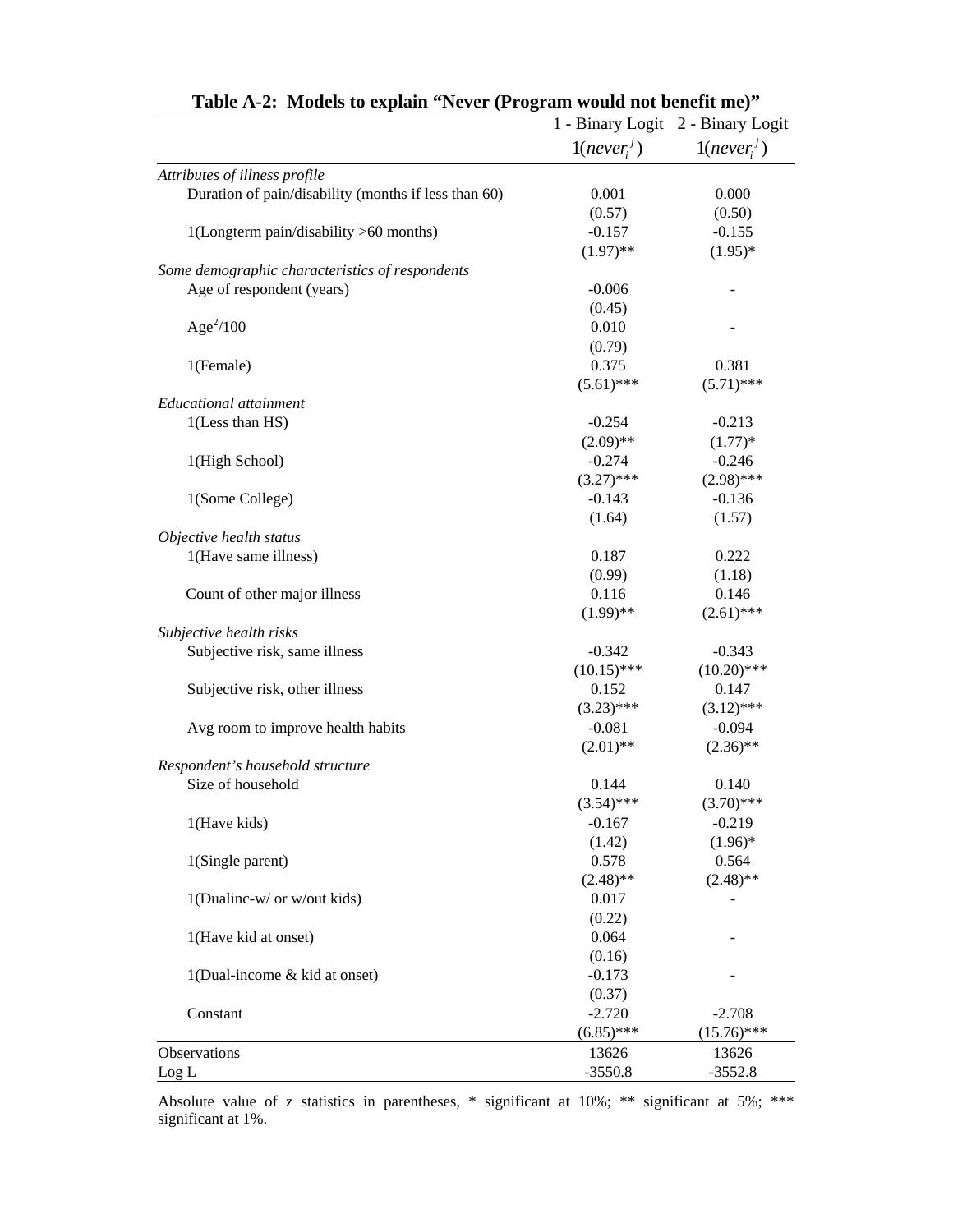**Table A-2: Models to explain "Never (Program would not benefit me)"**

| | 1 - Binary Logit | 2 - Binary Logit |
|---|---|---|
| | $1(never_i^j)$ | $1(never_i^j)$ |
| *Attributes of illness profile* | | |
| Duration of pain/disability (months if less than 60) | 0.001 | 0.000 |
| | (0.57) | (0.50) |
| 1(Longterm pain/disability >60 months) | -0.157 | -0.155 |
| | (1.97)** | (1.95)* |
| *Some demographic characteristics of respondents* | | |
| Age of respondent (years) | -0.006 | - |
| | (0.45) | |
| $Age^2/100$ | 0.010 | - |
| | (0.79) | |
| 1(Female) | 0.375 | 0.381 |
| | (5.61)*** | (5.71)*** |
| *Educational attainment* | | |
| 1(Less than HS) | -0.254 | -0.213 |
| | (2.09)** | (1.77)* |
| 1(High School) | -0.274 | -0.246 |
| | (3.27)*** | (2.98)*** |
| 1(Some College) | -0.143 | -0.136 |
| | (1.64) | (1.57) |
| *Objective health status* | | |
| 1(Have same illness) | 0.187 | 0.222 |
| | (0.99) | (1.18) |
| Count of other major illness | 0.116 | 0.146 |
| | (1.99)** | (2.61)*** |
| *Subjective health risks* | | |
| Subjective risk, same illness | -0.342 | -0.343 |
| | (10.15)*** | (10.20)*** |
| Subjective risk, other illness | 0.152 | 0.147 |
| | (3.23)*** | (3.12)*** |
| Avg room to improve health habits | -0.081 | -0.094 |
| | (2.01)** | (2.36)** |
| *Respondent's household structure* | | |
| Size of household | 0.144 | 0.140 |
| | (3.54)*** | (3.70)*** |
| 1(Have kids) | -0.167 | -0.219 |
| | (1.42) | (1.96)* |
| 1(Single parent) | 0.578 | 0.564 |
| | (2.48)** | (2.48)** |
| 1(Dualinc-w/ or w/out kids) | 0.017 | - |
| | (0.22) | |
| 1(Have kid at onset) | 0.064 | - |
| | (0.16) | |
| 1(Dual-income & kid at onset) | -0.173 | - |
| | (0.37) | |
| Constant | -2.720 | -2.708 |
| | (6.85)*** | (15.76)*** |
| Observations | 13626 | 13626 |
| Log L | -3550.8 | -3552.8 |

Absolute value of z statistics in parentheses, * significant at 10%; ** significant at 5%; *** significant at 1%.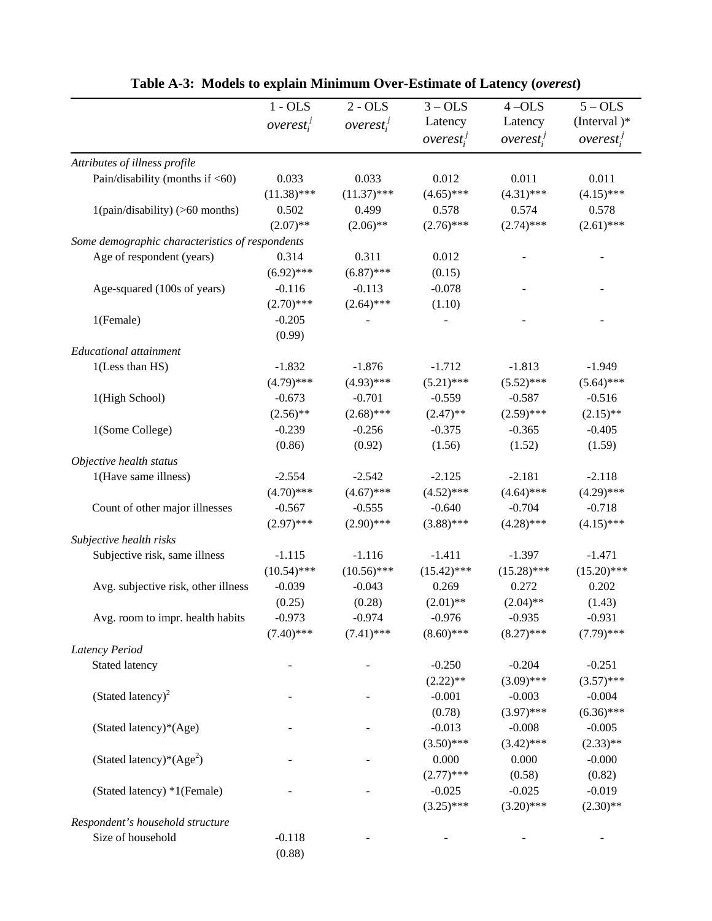# Table A-3: Models to explain Minimum Over-Estimate of Latency (*overest*)

| | 1 - OLS $overest_i^j$ | 2 - OLS $overest_i^j$ | 3 – OLS Latency $overest_i^j$ | 4 –OLS Latency $overest_i^j$ | 5 – OLS (Interval )* $overest_i^j$ |
|---|---|---|---|---|---|
| *Attributes of illness profile* | | | | | |
| Pain/disability (months if <60) | 0.033 | 0.033 | 0.012 | 0.011 | 0.011 |
| | (11.38)*** | (11.37)*** | (4.65)*** | (4.31)*** | (4.15)*** |
| 1(pain/disability) (>60 months) | 0.502 | 0.499 | 0.578 | 0.574 | 0.578 |
| | (2.07)** | (2.06)** | (2.76)*** | (2.74)*** | (2.61)*** |
| *Some demographic characteristics of respondents* | | | | | |
| Age of respondent (years) | 0.314 | 0.311 | 0.012 | - | - |
| | (6.92)*** | (6.87)*** | (0.15) | | |
| Age-squared (100s of years) | -0.116 | -0.113 | -0.078 | - | - |
| | (2.70)*** | (2.64)*** | (1.10) | | |
| 1(Female) | -0.205 | - | - | - | - |
| | (0.99) | | | | |
| *Educational attainment* | | | | | |
| 1(Less than HS) | -1.832 | -1.876 | -1.712 | -1.813 | -1.949 |
| | (4.79)*** | (4.93)*** | (5.21)*** | (5.52)*** | (5.64)*** |
| 1(High School) | -0.673 | -0.701 | -0.559 | -0.587 | -0.516 |
| | (2.56)** | (2.68)*** | (2.47)** | (2.59)*** | (2.15)** |
| 1(Some College) | -0.239 | -0.256 | -0.375 | -0.365 | -0.405 |
| | (0.86) | (0.92) | (1.56) | (1.52) | (1.59) |
| *Objective health status* | | | | | |
| 1(Have same illness) | -2.554 | -2.542 | -2.125 | -2.181 | -2.118 |
| | (4.70)*** | (4.67)*** | (4.52)*** | (4.64)*** | (4.29)*** |
| Count of other major illnesses | -0.567 | -0.555 | -0.640 | -0.704 | -0.718 |
| | (2.97)*** | (2.90)*** | (3.88)*** | (4.28)*** | (4.15)*** |
| *Subjective health risks* | | | | | |
| Subjective risk, same illness | -1.115 | -1.116 | -1.411 | -1.397 | -1.471 |
| | (10.54)*** | (10.56)*** | (15.42)*** | (15.28)*** | (15.20)*** |
| Avg. subjective risk, other illness | -0.039 | -0.043 | 0.269 | 0.272 | 0.202 |
| | (0.25) | (0.28) | (2.01)** | (2.04)** | (1.43) |
| Avg. room to impr. health habits | -0.973 | -0.974 | -0.976 | -0.935 | -0.931 |
| | (7.40)*** | (7.41)*** | (8.60)*** | (8.27)*** | (7.79)*** |
| *Latency Period* | | | | | |
| Stated latency | - | - | -0.250 | -0.204 | -0.251 |
| | | | (2.22)** | (3.09)*** | (3.57)*** |
| (Stated latency)$^2$ | - | - | -0.001 | -0.003 | -0.004 |
| | | | (0.78) | (3.97)*** | (6.36)*** |
| (Stated latency)*(Age) | - | - | -0.013 | -0.008 | -0.005 |
| | | | (3.50)*** | (3.42)*** | (2.33)** |
| (Stated latency)*(Age$^2$) | - | - | 0.000 | 0.000 | -0.000 |
| | | | (2.77)*** | (0.58) | (0.82) |
| (Stated latency) *1(Female) | - | - | -0.025 | -0.025 | -0.019 |
| | | | (3.25)*** | (3.20)*** | (2.30)** |
| *Respondent's household structure* | | | | | |
| Size of household | -0.118 | - | - | - | - |
| | (0.88) | | | | |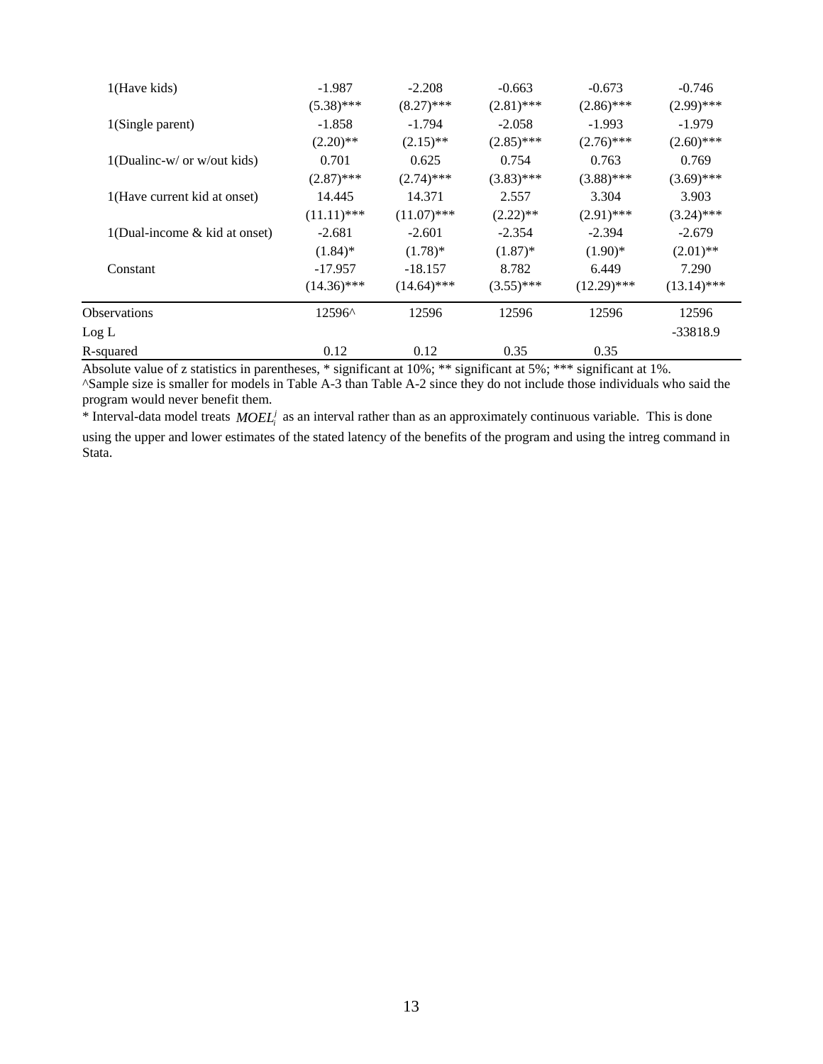| | | | | | |
|---|---|---|---|---|---|
| 1(Have kids) | -1.987 | -2.208 | -0.663 | -0.673 | -0.746 |
| | (5.38)*** | (8.27)*** | (2.81)*** | (2.86)*** | (2.99)*** |
| 1(Single parent) | -1.858 | -1.794 | -2.058 | -1.993 | -1.979 |
| | (2.20)** | (2.15)** | (2.85)*** | (2.76)*** | (2.60)*** |
| 1(Dualinc-w/ or w/out kids) | 0.701 | 0.625 | 0.754 | 0.763 | 0.769 |
| | (2.87)*** | (2.74)*** | (3.83)*** | (3.88)*** | (3.69)*** |
| 1(Have current kid at onset) | 14.445 | 14.371 | 2.557 | 3.304 | 3.903 |
| | (11.11)*** | (11.07)*** | (2.22)** | (2.91)*** | (3.24)*** |
| 1(Dual-income & kid at onset) | -2.681 | -2.601 | -2.354 | -2.394 | -2.679 |
| | (1.84)* | (1.78)* | (1.87)* | (1.90)* | (2.01)** |
| Constant | -17.957 | -18.157 | 8.782 | 6.449 | 7.290 |
| | (14.36)*** | (14.64)*** | (3.55)*** | (12.29)*** | (13.14)*** |
| Observations | 12596^ | 12596 | 12596 | 12596 | 12596 |
| Log L | | | | | -33818.9 |
| R-squared | 0.12 | 0.12 | 0.35 | 0.35 | |

Absolute value of z statistics in parentheses, * significant at 10%; ** significant at 5%; *** significant at 1%.

^Sample size is smaller for models in Table A-3 than Table A-2 since they do not include those individuals who said the program would never benefit them.

* Interval-data model treats $MOEL_i^j$ as an interval rather than as an approximately continuous variable. This is done using the upper and lower estimates of the stated latency of the benefits of the program and using the intreg command in Stata.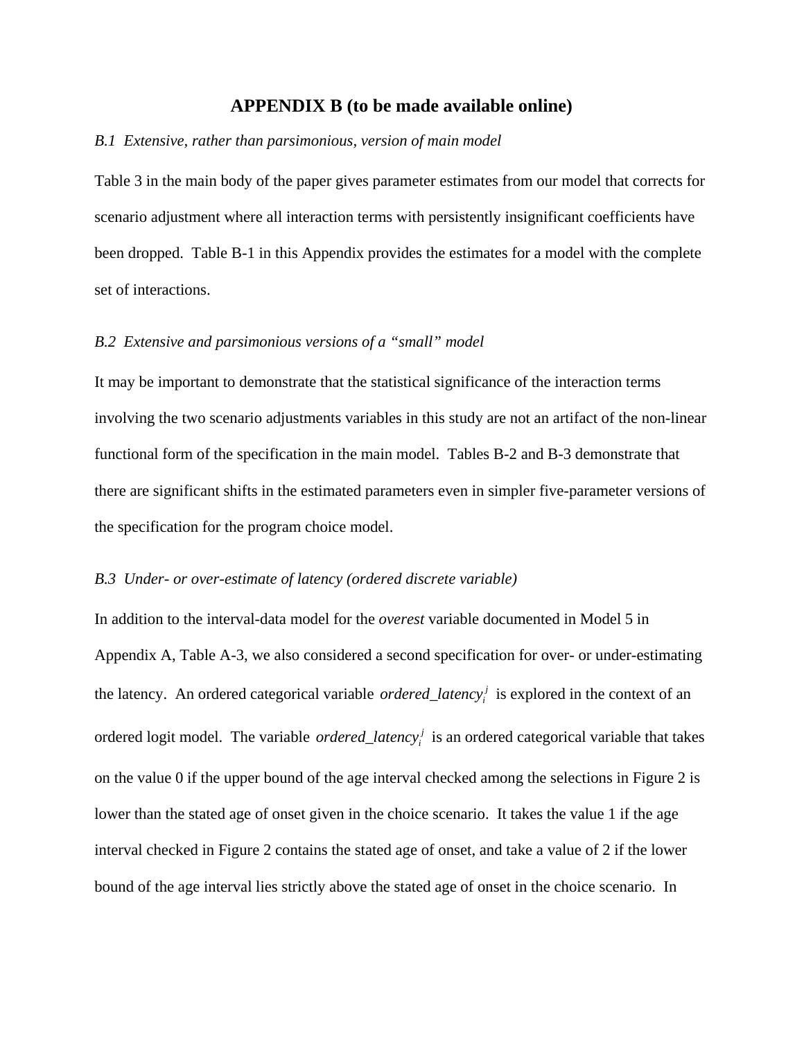# APPENDIX B (to be made available online)

*B.1 Extensive, rather than parsimonious, version of main model*

Table 3 in the main body of the paper gives parameter estimates from our model that corrects for scenario adjustment where all interaction terms with persistently insignificant coefficients have been dropped. Table B-1 in this Appendix provides the estimates for a model with the complete set of interactions.

*B.2 Extensive and parsimonious versions of a "small" model*

It may be important to demonstrate that the statistical significance of the interaction terms involving the two scenario adjustments variables in this study are not an artifact of the non-linear functional form of the specification in the main model. Tables B-2 and B-3 demonstrate that there are significant shifts in the estimated parameters even in simpler five-parameter versions of the specification for the program choice model.

*B.3 Under- or over-estimate of latency (ordered discrete variable)*

In addition to the interval-data model for the *overest* variable documented in Model 5 in Appendix A, Table A-3, we also considered a second specification for over- or under-estimating the latency. An ordered categorical variable $ordered\_latency_i^j$ is explored in the context of an ordered logit model. The variable $ordered\_latency_i^j$ is an ordered categorical variable that takes on the value 0 if the upper bound of the age interval checked among the selections in Figure 2 is lower than the stated age of onset given in the choice scenario. It takes the value 1 if the age interval checked in Figure 2 contains the stated age of onset, and take a value of 2 if the lower bound of the age interval lies strictly above the stated age of onset in the choice scenario. In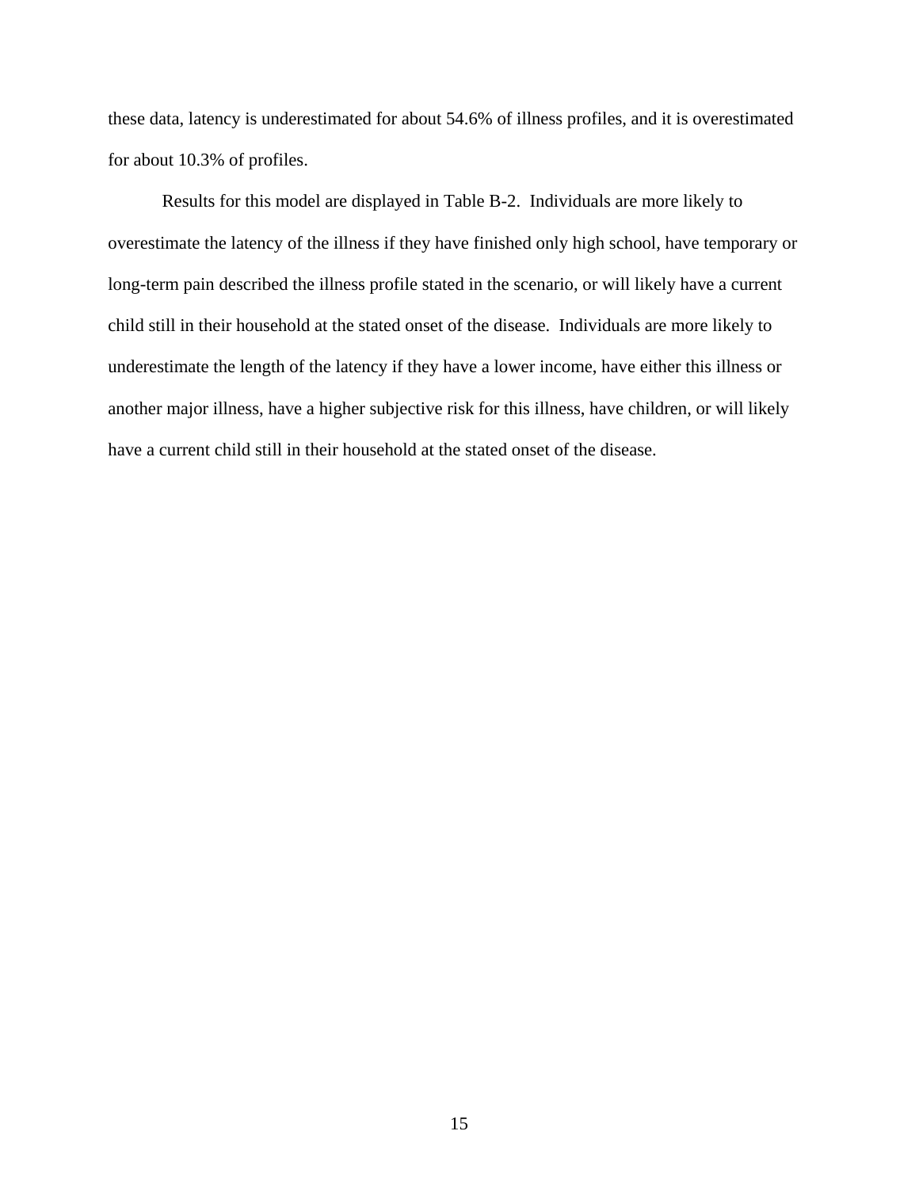these data, latency is underestimated for about 54.6% of illness profiles, and it is overestimated for about 10.3% of profiles.

Results for this model are displayed in Table B-2. Individuals are more likely to overestimate the latency of the illness if they have finished only high school, have temporary or long-term pain described the illness profile stated in the scenario, or will likely have a current child still in their household at the stated onset of the disease. Individuals are more likely to underestimate the length of the latency if they have a lower income, have either this illness or another major illness, have a higher subjective risk for this illness, have children, or will likely have a current child still in their household at the stated onset of the disease.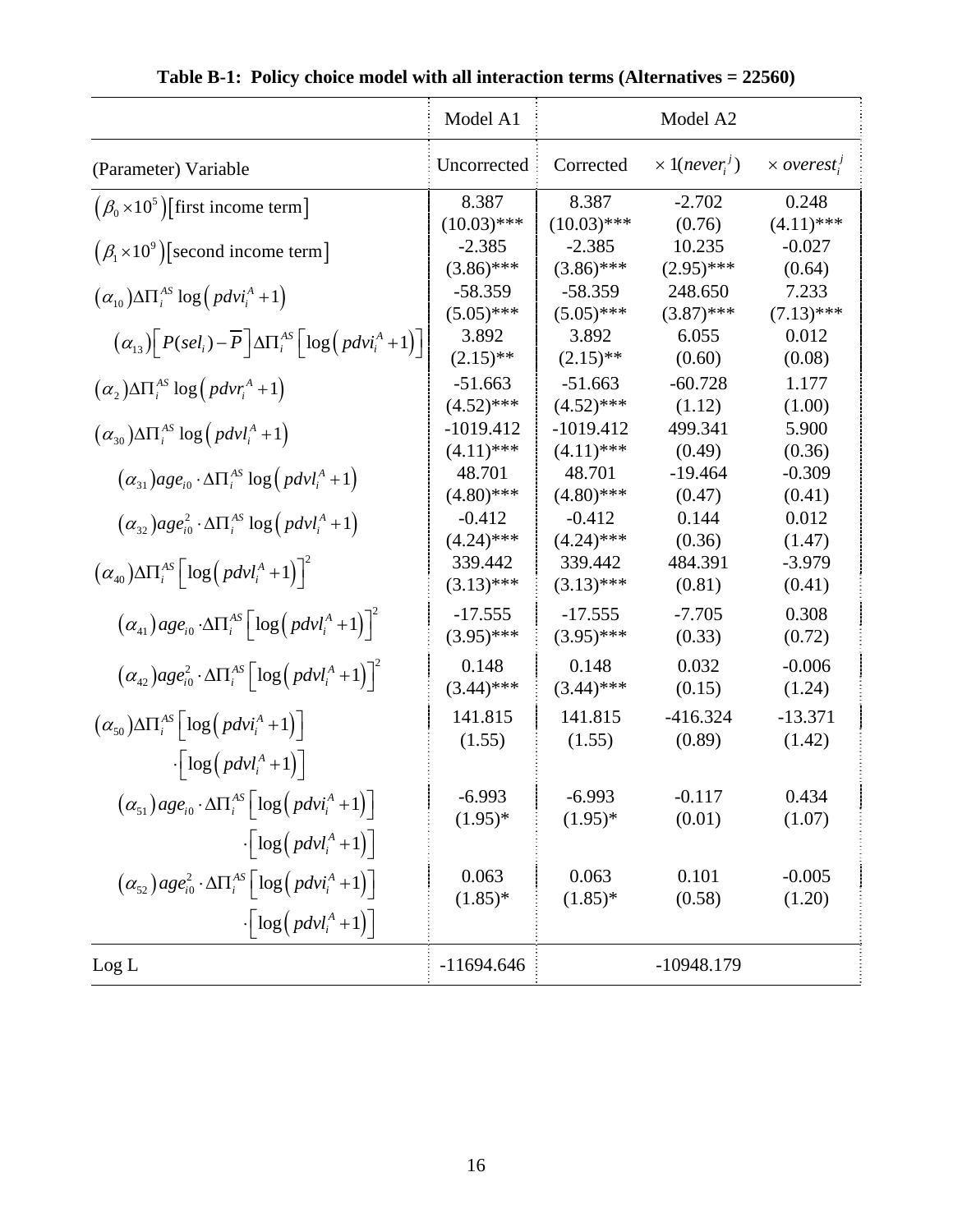**Table B-1: Policy choice model with all interaction terms (Alternatives = 22560)**

| | Model A1 | Model A2 | | |
|---|---|---|---|---|
| (Parameter) Variable | Uncorrected | Corrected | $\times 1(never_i^j)$ | $\times\, overest_i^j$ |
| $(\beta_0 \times 10^5)$[first income term] | 8.387<br>(10.03)*** | 8.387<br>(10.03)*** | -2.702<br>(0.76) | 0.248<br>(4.11)*** |
| $(\beta_1 \times 10^9)$[second income term] | -2.385<br>(3.86)*** | -2.385<br>(3.86)*** | 10.235<br>(2.95)*** | -0.027<br>(0.64) |
| $(\alpha_{10})\Delta\Pi_i^{AS}\log\left(pdvi_i^A+1\right)$ | -58.359<br>(5.05)*** | -58.359<br>(5.05)*** | 248.650<br>(3.87)*** | 7.233<br>(7.13)*** |
| $(\alpha_{13})\left[P(sel_i)-\overline{P}\right]\Delta\Pi_i^{AS}\left[\log\left(pdvi_i^A+1\right)\right]$ | 3.892<br>(2.15)** | 3.892<br>(2.15)** | 6.055<br>(0.60) | 0.012<br>(0.08) |
| $(\alpha_2)\Delta\Pi_i^{AS}\log\left(pdvr_i^A+1\right)$ | -51.663<br>(4.52)*** | -51.663<br>(4.52)*** | -60.728<br>(1.12) | 1.177<br>(1.00) |
| $(\alpha_{30})\Delta\Pi_i^{AS}\log\left(pdvl_i^A+1\right)$ | -1019.412<br>(4.11)*** | -1019.412<br>(4.11)*** | 499.341<br>(0.49) | 5.900<br>(0.36) |
| $(\alpha_{31})age_{i0}\cdot\Delta\Pi_i^{AS}\log\left(pdvl_i^A+1\right)$ | 48.701<br>(4.80)*** | 48.701<br>(4.80)*** | -19.464<br>(0.47) | -0.309<br>(0.41) |
| $(\alpha_{32})age_{i0}^2\cdot\Delta\Pi_i^{AS}\log\left(pdvl_i^A+1\right)$ | -0.412<br>(4.24)*** | -0.412<br>(4.24)*** | 0.144<br>(0.36) | 0.012<br>(1.47) |
| $(\alpha_{40})\Delta\Pi_i^{AS}\left[\log\left(pdvl_i^A+1\right)\right]^2$ | 339.442<br>(3.13)*** | 339.442<br>(3.13)*** | 484.391<br>(0.81) | -3.979<br>(0.41) |
| $(\alpha_{41})age_{i0}\cdot\Delta\Pi_i^{AS}\left[\log\left(pdvl_i^A+1\right)\right]^2$ | -17.555<br>(3.95)*** | -17.555<br>(3.95)*** | -7.705<br>(0.33) | 0.308<br>(0.72) |
| $(\alpha_{42})age_{i0}^2\cdot\Delta\Pi_i^{AS}\left[\log\left(pdvl_i^A+1\right)\right]^2$ | 0.148<br>(3.44)*** | 0.148<br>(3.44)*** | 0.032<br>(0.15) | -0.006<br>(1.24) |
| $(\alpha_{50})\Delta\Pi_i^{AS}\left[\log\left(pdvi_i^A+1\right)\right]\cdot\left[\log\left(pdvl_i^A+1\right)\right]$ | 141.815<br>(1.55) | 141.815<br>(1.55) | -416.324<br>(0.89) | -13.371<br>(1.42) |
| $(\alpha_{51})age_{i0}\cdot\Delta\Pi_i^{AS}\left[\log\left(pdvi_i^A+1\right)\right]\cdot\left[\log\left(pdvl_i^A+1\right)\right]$ | -6.993<br>(1.95)* | -6.993<br>(1.95)* | -0.117<br>(0.01) | 0.434<br>(1.07) |
| $(\alpha_{52})age_{i0}^2\cdot\Delta\Pi_i^{AS}\left[\log\left(pdvi_i^A+1\right)\right]\cdot\left[\log\left(pdvl_i^A+1\right)\right]$ | 0.063<br>(1.85)* | 0.063<br>(1.85)* | 0.101<br>(0.58) | -0.005<br>(1.20) |
| Log L | -11694.646 | -10948.179 | | |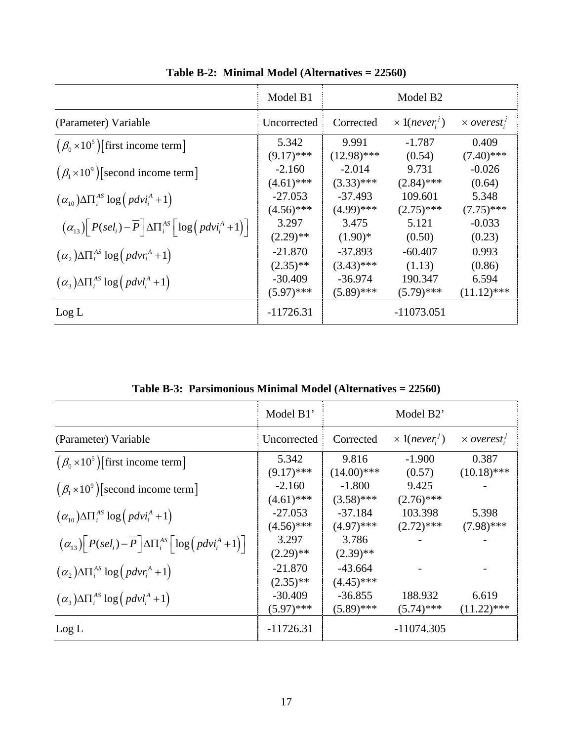**Table B-2: Minimal Model (Alternatives = 22560)**

| | Model B1 | Model B2 | | |
|---|---|---|---|---|
| (Parameter) Variable | Uncorrected | Corrected | $\times 1(never_i^j)$ | $\times overest_i^j$ |
| $(\beta_0 \times 10^5)$[first income term] | 5.342<br>(9.17)*** | 9.991<br>(12.98)*** | -1.787<br>(0.54) | 0.409<br>(7.40)*** |
| $(\beta_1 \times 10^9)$[second income term] | -2.160<br>(4.61)*** | -2.014<br>(3.33)*** | 9.731<br>(2.84)*** | -0.026<br>(0.64) |
| $(\alpha_{10})\Delta\Pi_i^{AS} \log\left(pdvi_i^A + 1\right)$ | -27.053<br>(4.56)*** | -37.493<br>(4.99)*** | 109.601<br>(2.75)*** | 5.348<br>(7.75)*** |
| $(\alpha_{13})\left[P(sel_i) - \overline{P}\right]\Delta\Pi_i^{AS}\left[\log\left(pdvi_i^A + 1\right)\right]$ | 3.297<br>(2.29)** | 3.475<br>(1.90)* | 5.121<br>(0.50) | -0.033<br>(0.23) |
| $(\alpha_2)\Delta\Pi_i^{AS} \log\left(pdvr_i^A + 1\right)$ | -21.870<br>(2.35)** | -37.893<br>(3.43)*** | -60.407<br>(1.13) | 0.993<br>(0.86) |
| $(\alpha_3)\Delta\Pi_i^{AS} \log\left(pdvl_i^A + 1\right)$ | -30.409<br>(5.97)*** | -36.974<br>(5.89)*** | 190.347<br>(5.79)*** | 6.594<br>(11.12)*** |
| Log L | -11726.31 | -11073.051 | | |

**Table B-3: Parsimonious Minimal Model (Alternatives = 22560)**

| | Model B1' | Model B2' | | |
|---|---|---|---|---|
| (Parameter) Variable | Uncorrected | Corrected | $\times 1(never_i^j)$ | $\times overest_i^j$ |
| $(\beta_0 \times 10^5)$[first income term] | 5.342<br>(9.17)*** | 9.816<br>(14.00)*** | -1.900<br>(0.57) | 0.387<br>(10.18)*** |
| $(\beta_1 \times 10^9)$[second income term] | -2.160<br>(4.61)*** | -1.800<br>(3.58)*** | 9.425<br>(2.76)*** | - |
| $(\alpha_{10})\Delta\Pi_i^{AS} \log\left(pdvi_i^A + 1\right)$ | -27.053<br>(4.56)*** | -37.184<br>(4.97)*** | 103.398<br>(2.72)*** | 5.398<br>(7.98)*** |
| $(\alpha_{13})\left[P(sel_i) - \overline{P}\right]\Delta\Pi_i^{AS}\left[\log\left(pdvi_i^A + 1\right)\right]$ | 3.297<br>(2.29)** | 3.786<br>(2.39)** | - | - |
| $(\alpha_2)\Delta\Pi_i^{AS} \log\left(pdvr_i^A + 1\right)$ | -21.870<br>(2.35)** | -43.664<br>(4.45)*** | - | - |
| $(\alpha_3)\Delta\Pi_i^{AS} \log\left(pdvl_i^A + 1\right)$ | -30.409<br>(5.97)*** | -36.855<br>(5.89)*** | 188.932<br>(5.74)*** | 6.619<br>(11.22)*** |
| Log L | -11726.31 | -11074.305 | | |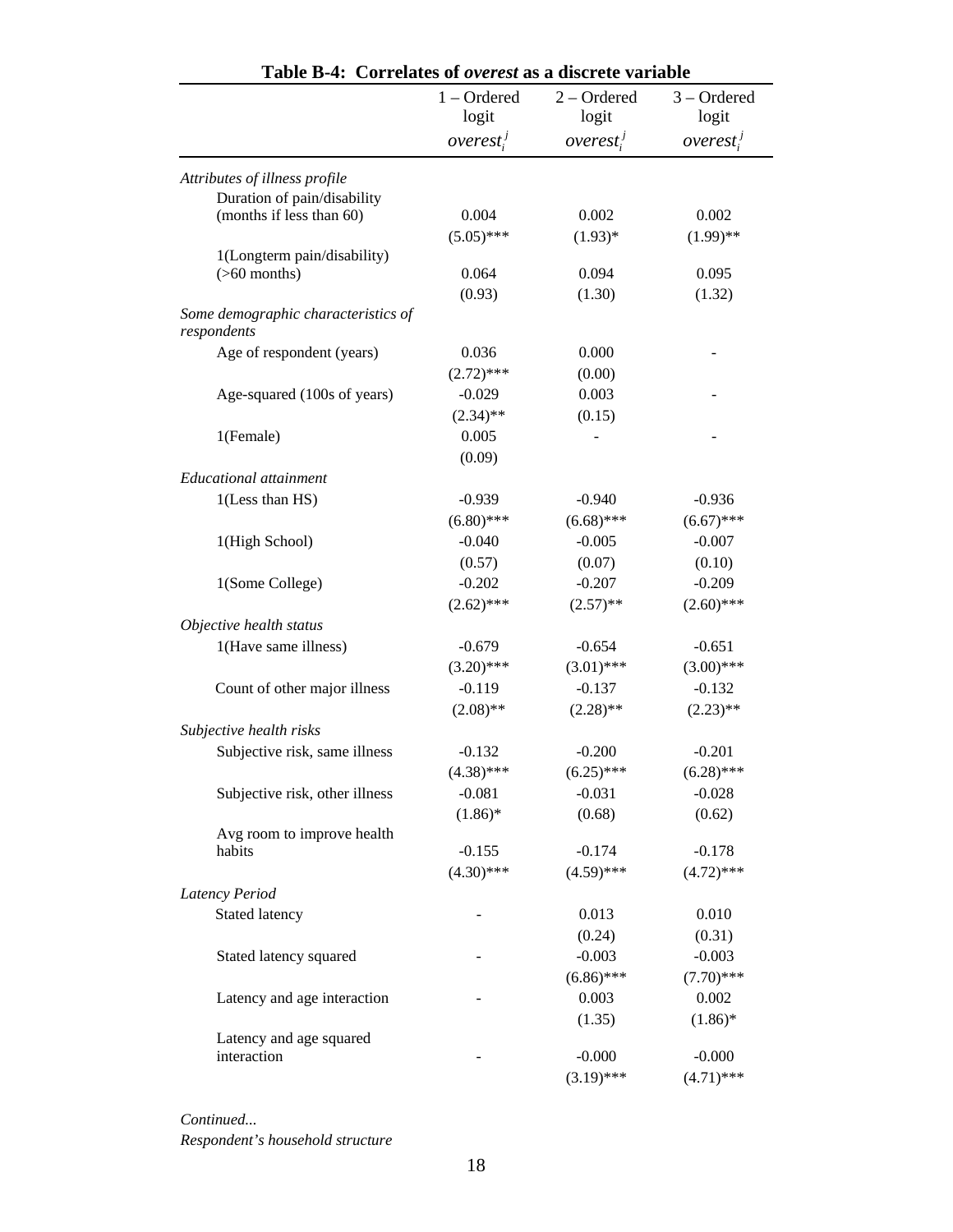**Table B-4: Correlates of *overest* as a discrete variable**

| | 1 – Ordered logit $overest_i^j$ | 2 – Ordered logit $overest_i^j$ | 3 – Ordered logit $overest_i^j$ |
|---|---|---|---|
| *Attributes of illness profile* | | | |
| Duration of pain/disability (months if less than 60) | 0.004 | 0.002 | 0.002 |
| | (5.05)*** | (1.93)* | (1.99)** |
| 1(Longterm pain/disability) (>60 months) | 0.064 | 0.094 | 0.095 |
| | (0.93) | (1.30) | (1.32) |
| *Some demographic characteristics of respondents* | | | |
| Age of respondent (years) | 0.036 | 0.000 | - |
| | (2.72)*** | (0.00) | |
| Age-squared (100s of years) | -0.029 | 0.003 | - |
| | (2.34)** | (0.15) | |
| 1(Female) | 0.005 | - | - |
| | (0.09) | | |
| *Educational attainment* | | | |
| 1(Less than HS) | -0.939 | -0.940 | -0.936 |
| | (6.80)*** | (6.68)*** | (6.67)*** |
| 1(High School) | -0.040 | -0.005 | -0.007 |
| | (0.57) | (0.07) | (0.10) |
| 1(Some College) | -0.202 | -0.207 | -0.209 |
| | (2.62)*** | (2.57)** | (2.60)*** |
| *Objective health status* | | | |
| 1(Have same illness) | -0.679 | -0.654 | -0.651 |
| | (3.20)*** | (3.01)*** | (3.00)*** |
| Count of other major illness | -0.119 | -0.137 | -0.132 |
| | (2.08)** | (2.28)** | (2.23)** |
| *Subjective health risks* | | | |
| Subjective risk, same illness | -0.132 | -0.200 | -0.201 |
| | (4.38)*** | (6.25)*** | (6.28)*** |
| Subjective risk, other illness | -0.081 | -0.031 | -0.028 |
| | (1.86)* | (0.68) | (0.62) |
| Avg room to improve health habits | -0.155 | -0.174 | -0.178 |
| | (4.30)*** | (4.59)*** | (4.72)*** |
| *Latency Period* | | | |
| Stated latency | - | 0.013 | 0.010 |
| | | (0.24) | (0.31) |
| Stated latency squared | - | -0.003 | -0.003 |
| | | (6.86)*** | (7.70)*** |
| Latency and age interaction | - | 0.003 | 0.002 |
| | | (1.35) | (1.86)* |
| Latency and age squared interaction | - | -0.000 | -0.000 |
| | | (3.19)*** | (4.71)*** |

*Continued...*

*Respondent's household structure*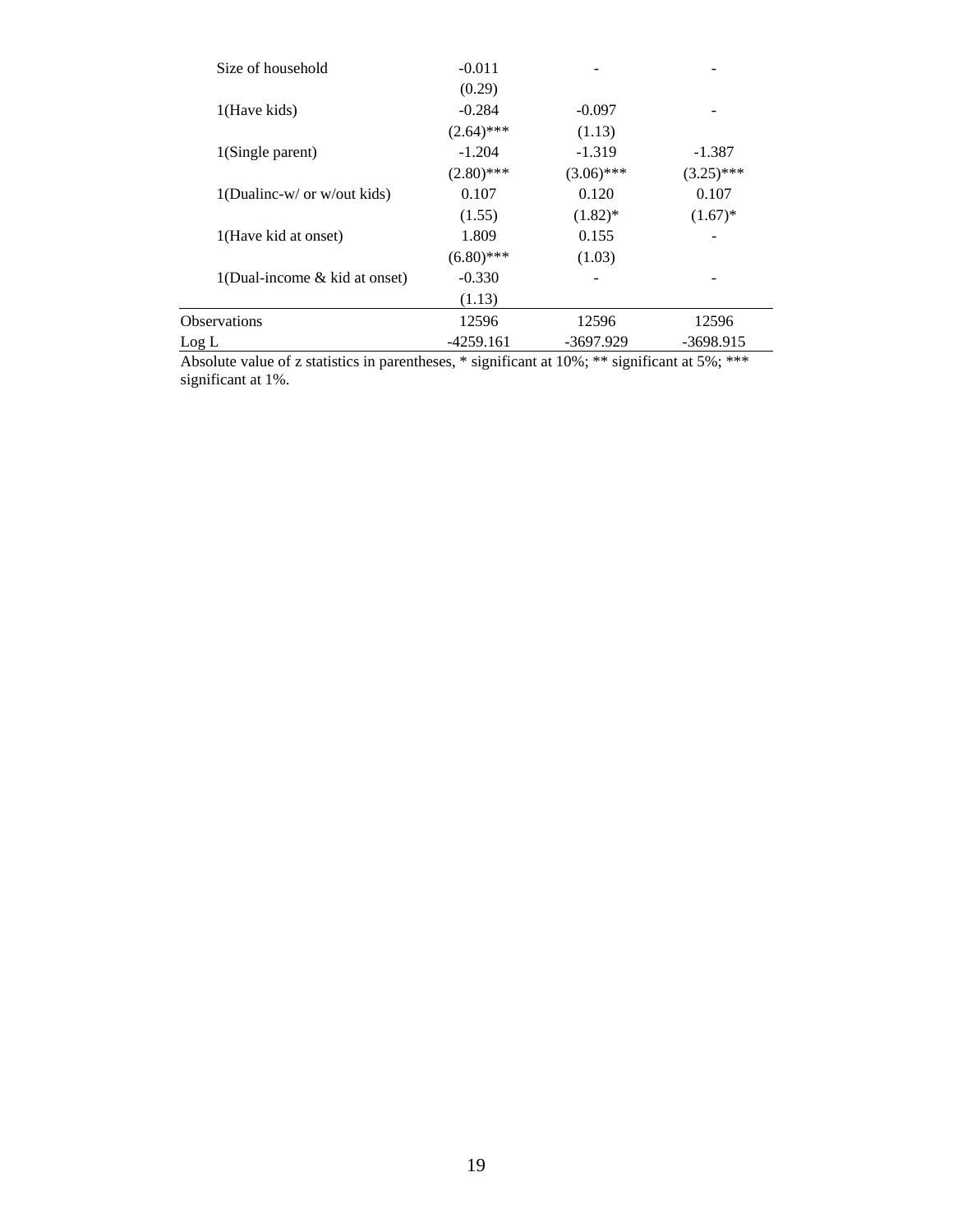| | | | |
|---|---|---|---|
| Size of household | -0.011 | - | - |
| | (0.29) | | |
| 1(Have kids) | -0.284 | -0.097 | - |
| | (2.64)*** | (1.13) | |
| 1(Single parent) | -1.204 | -1.319 | -1.387 |
| | (2.80)*** | (3.06)*** | (3.25)*** |
| 1(Dualinc-w/ or w/out kids) | 0.107 | 0.120 | 0.107 |
| | (1.55) | (1.82)* | (1.67)* |
| 1(Have kid at onset) | 1.809 | 0.155 | - |
| | (6.80)*** | (1.03) | |
| 1(Dual-income & kid at onset) | -0.330 | - | - |
| | (1.13) | | |
| Observations | 12596 | 12596 | 12596 |
| Log L | -4259.161 | -3697.929 | -3698.915 |

Absolute value of z statistics in parentheses, * significant at 10%; ** significant at 5%; *** significant at 1%.